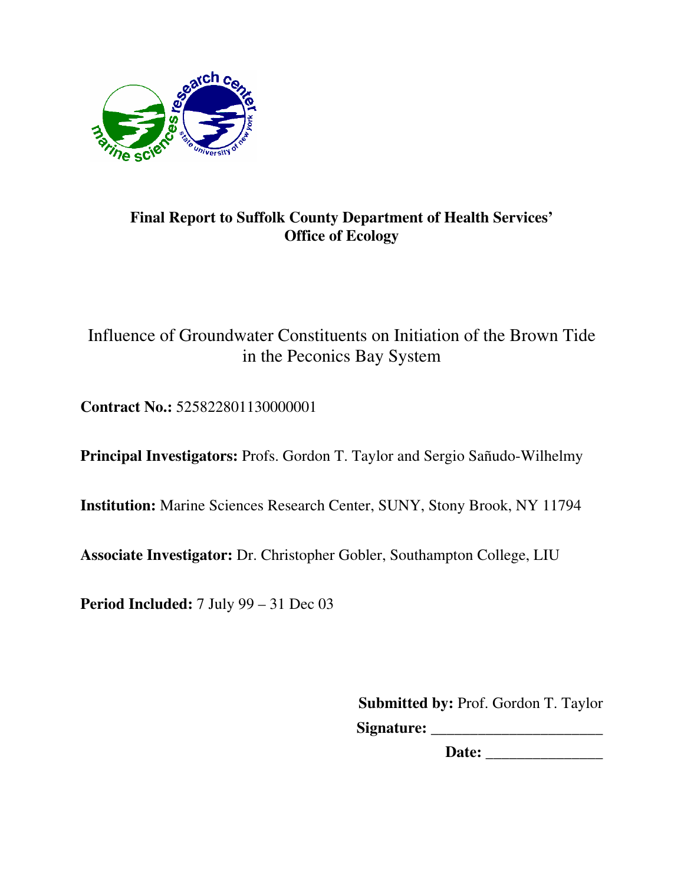**Final Report to Suffolk County Department of Health Services' Office of Ecology**

# Influence of Groundwater Constituents on Initiation of the Brown Tide in the Peconics Bay System

**Contract No.:** 525822801130000001

**Principal Investigators:** Profs. Gordon T. Taylor and Sergio Sañudo-Wilhelmy

**Institution:** Marine Sciences Research Center, SUNY, Stony Brook, NY 11794

**Associate Investigator:** Dr. Christopher Gobler, Southampton College, LIU

**Period Included:** 7 July 99 – 31 Dec 03

**Submitted by:** Prof. Gordon T. Taylor

**Signature:** ______________________

**Date:** _______________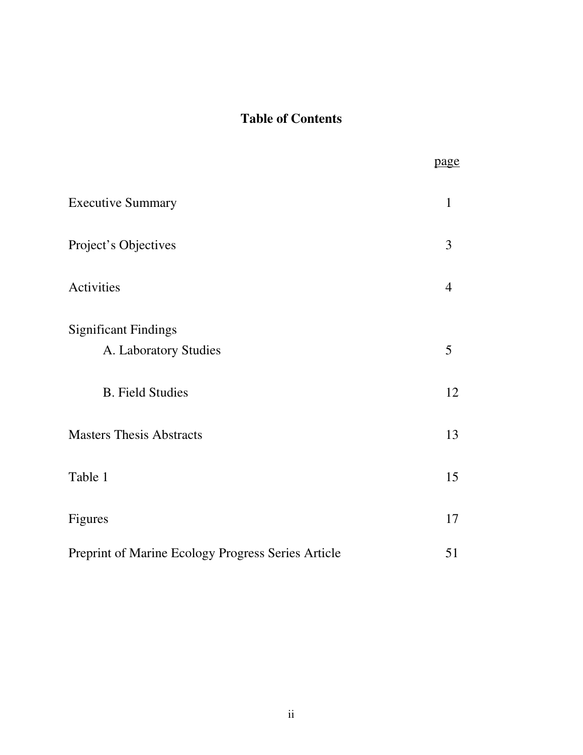# Table of Contents

| | page |
|---|---|
| Executive Summary | 1 |
| Project's Objectives | 3 |
| Activities | 4 |
| Significant Findings | |
| A. Laboratory Studies | 5 |
| B. Field Studies | 12 |
| Masters Thesis Abstracts | 13 |
| Table 1 | 15 |
| Figures | 17 |
| Preprint of Marine Ecology Progress Series Article | 51 |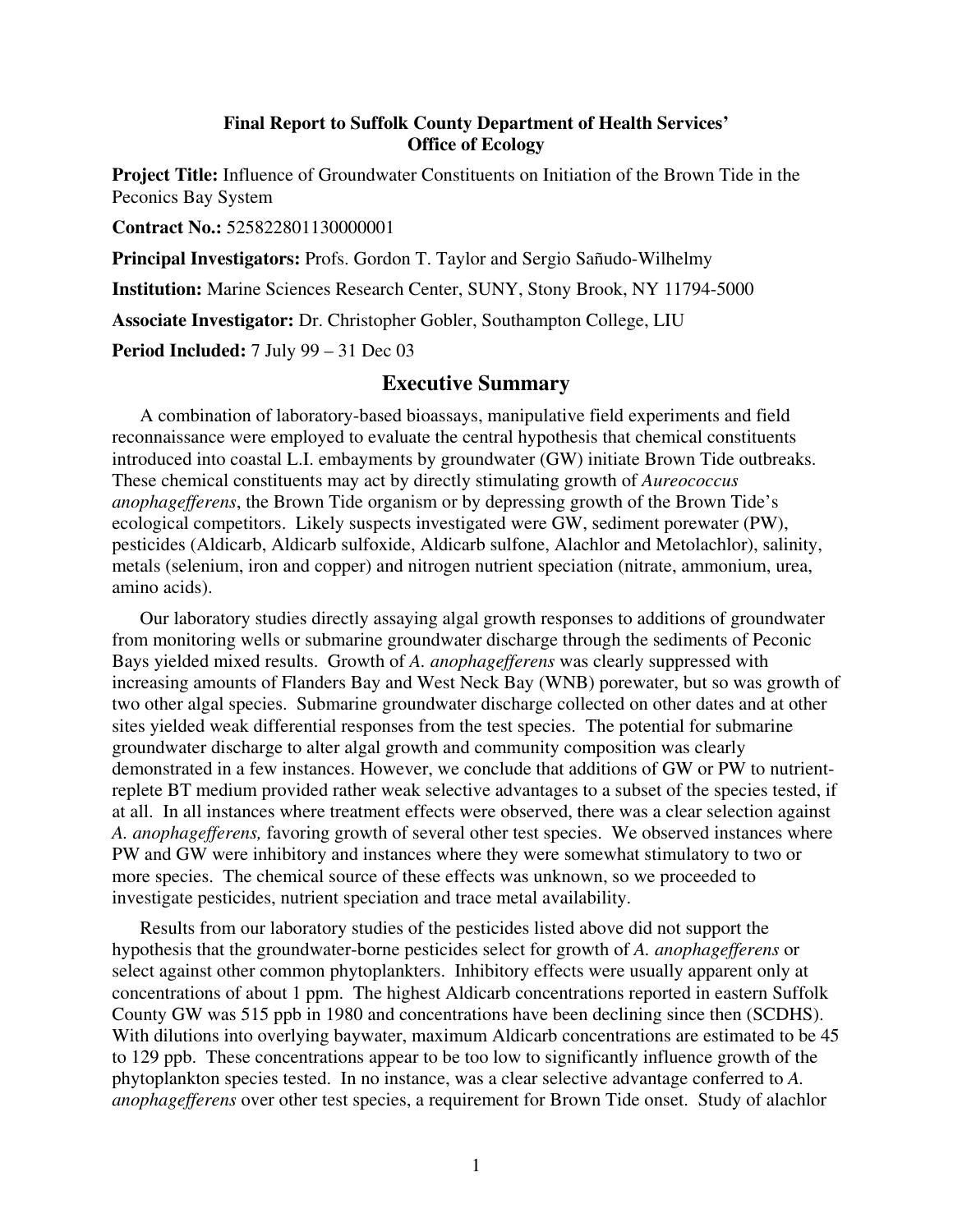**Final Report to Suffolk County Department of Health Services' Office of Ecology**

**Project Title:** Influence of Groundwater Constituents on Initiation of the Brown Tide in the Peconics Bay System

**Contract No.:** 525822801130000001

**Principal Investigators:** Profs. Gordon T. Taylor and Sergio Sañudo-Wilhelmy

**Institution:** Marine Sciences Research Center, SUNY, Stony Brook, NY 11794-5000

**Associate Investigator:** Dr. Christopher Gobler, Southampton College, LIU

**Period Included:** 7 July 99 – 31 Dec 03

## Executive Summary

A combination of laboratory-based bioassays, manipulative field experiments and field reconnaissance were employed to evaluate the central hypothesis that chemical constituents introduced into coastal L.I. embayments by groundwater (GW) initiate Brown Tide outbreaks. These chemical constituents may act by directly stimulating growth of *Aureococcus anophagefferens*, the Brown Tide organism or by depressing growth of the Brown Tide's ecological competitors. Likely suspects investigated were GW, sediment porewater (PW), pesticides (Aldicarb, Aldicarb sulfoxide, Aldicarb sulfone, Alachlor and Metolachlor), salinity, metals (selenium, iron and copper) and nitrogen nutrient speciation (nitrate, ammonium, urea, amino acids).

Our laboratory studies directly assaying algal growth responses to additions of groundwater from monitoring wells or submarine groundwater discharge through the sediments of Peconic Bays yielded mixed results. Growth of *A. anophagefferens* was clearly suppressed with increasing amounts of Flanders Bay and West Neck Bay (WNB) porewater, but so was growth of two other algal species. Submarine groundwater discharge collected on other dates and at other sites yielded weak differential responses from the test species. The potential for submarine groundwater discharge to alter algal growth and community composition was clearly demonstrated in a few instances. However, we conclude that additions of GW or PW to nutrient-replete BT medium provided rather weak selective advantages to a subset of the species tested, if at all. In all instances where treatment effects were observed, there was a clear selection against *A. anophagefferens,* favoring growth of several other test species. We observed instances where PW and GW were inhibitory and instances where they were somewhat stimulatory to two or more species. The chemical source of these effects was unknown, so we proceeded to investigate pesticides, nutrient speciation and trace metal availability.

Results from our laboratory studies of the pesticides listed above did not support the hypothesis that the groundwater-borne pesticides select for growth of *A. anophagefferens* or select against other common phytoplankters. Inhibitory effects were usually apparent only at concentrations of about 1 ppm. The highest Aldicarb concentrations reported in eastern Suffolk County GW was 515 ppb in 1980 and concentrations have been declining since then (SCDHS). With dilutions into overlying baywater, maximum Aldicarb concentrations are estimated to be 45 to 129 ppb. These concentrations appear to be too low to significantly influence growth of the phytoplankton species tested. In no instance, was a clear selective advantage conferred to *A. anophagefferens* over other test species, a requirement for Brown Tide onset. Study of alachlor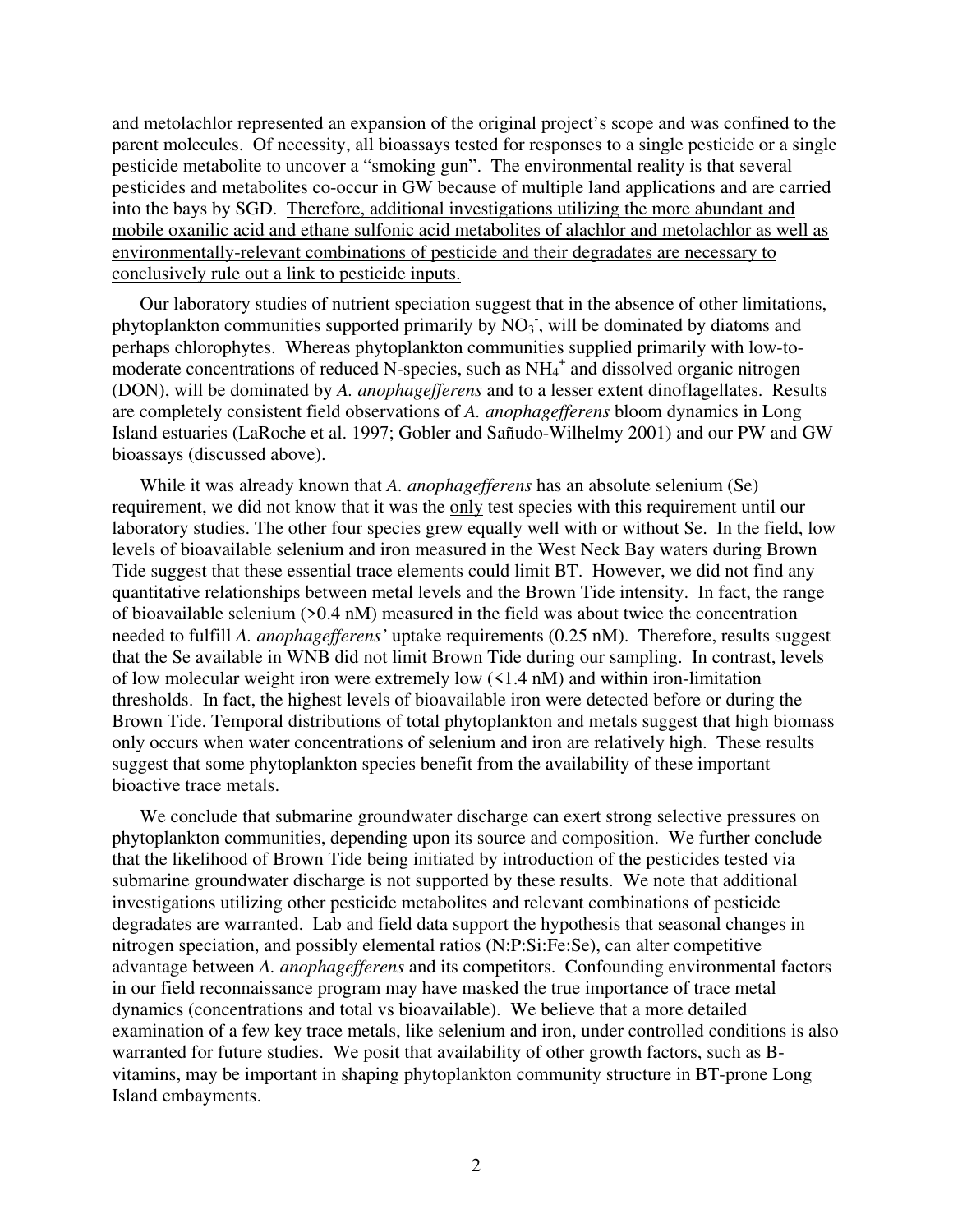and metolachlor represented an expansion of the original project's scope and was confined to the parent molecules. Of necessity, all bioassays tested for responses to a single pesticide or a single pesticide metabolite to uncover a "smoking gun". The environmental reality is that several pesticides and metabolites co-occur in GW because of multiple land applications and are carried into the bays by SGD. <u>Therefore, additional investigations utilizing the more abundant and mobile oxanilic acid and ethane sulfonic acid metabolites of alachlor and metolachlor as well as environmentally-relevant combinations of pesticide and their degradates are necessary to conclusively rule out a link to pesticide inputs.</u>

Our laboratory studies of nutrient speciation suggest that in the absence of other limitations, phytoplankton communities supported primarily by $NO_3^-$, will be dominated by diatoms and perhaps chlorophytes. Whereas phytoplankton communities supplied primarily with low-to-moderate concentrations of reduced N-species, such as $NH_4^+$ and dissolved organic nitrogen (DON), will be dominated by *A. anophagefferens* and to a lesser extent dinoflagellates. Results are completely consistent field observations of *A. anophagefferens* bloom dynamics in Long Island estuaries (LaRoche et al. 1997; Gobler and Sañudo-Wilhelmy 2001) and our PW and GW bioassays (discussed above).

While it was already known that *A. anophagefferens* has an absolute selenium (Se) requirement, we did not know that it was the <u>only</u> test species with this requirement until our laboratory studies. The other four species grew equally well with or without Se. In the field, low levels of bioavailable selenium and iron measured in the West Neck Bay waters during Brown Tide suggest that these essential trace elements could limit BT. However, we did not find any quantitative relationships between metal levels and the Brown Tide intensity. In fact, the range of bioavailable selenium (>0.4 nM) measured in the field was about twice the concentration needed to fulfill *A. anophagefferens'* uptake requirements (0.25 nM). Therefore, results suggest that the Se available in WNB did not limit Brown Tide during our sampling. In contrast, levels of low molecular weight iron were extremely low (<1.4 nM) and within iron-limitation thresholds. In fact, the highest levels of bioavailable iron were detected before or during the Brown Tide. Temporal distributions of total phytoplankton and metals suggest that high biomass only occurs when water concentrations of selenium and iron are relatively high. These results suggest that some phytoplankton species benefit from the availability of these important bioactive trace metals.

We conclude that submarine groundwater discharge can exert strong selective pressures on phytoplankton communities, depending upon its source and composition. We further conclude that the likelihood of Brown Tide being initiated by introduction of the pesticides tested via submarine groundwater discharge is not supported by these results. We note that additional investigations utilizing other pesticide metabolites and relevant combinations of pesticide degradates are warranted. Lab and field data support the hypothesis that seasonal changes in nitrogen speciation, and possibly elemental ratios (N:P:Si:Fe:Se), can alter competitive advantage between *A. anophagefferens* and its competitors. Confounding environmental factors in our field reconnaissance program may have masked the true importance of trace metal dynamics (concentrations and total vs bioavailable). We believe that a more detailed examination of a few key trace metals, like selenium and iron, under controlled conditions is also warranted for future studies. We posit that availability of other growth factors, such as B-vitamins, may be important in shaping phytoplankton community structure in BT-prone Long Island embayments.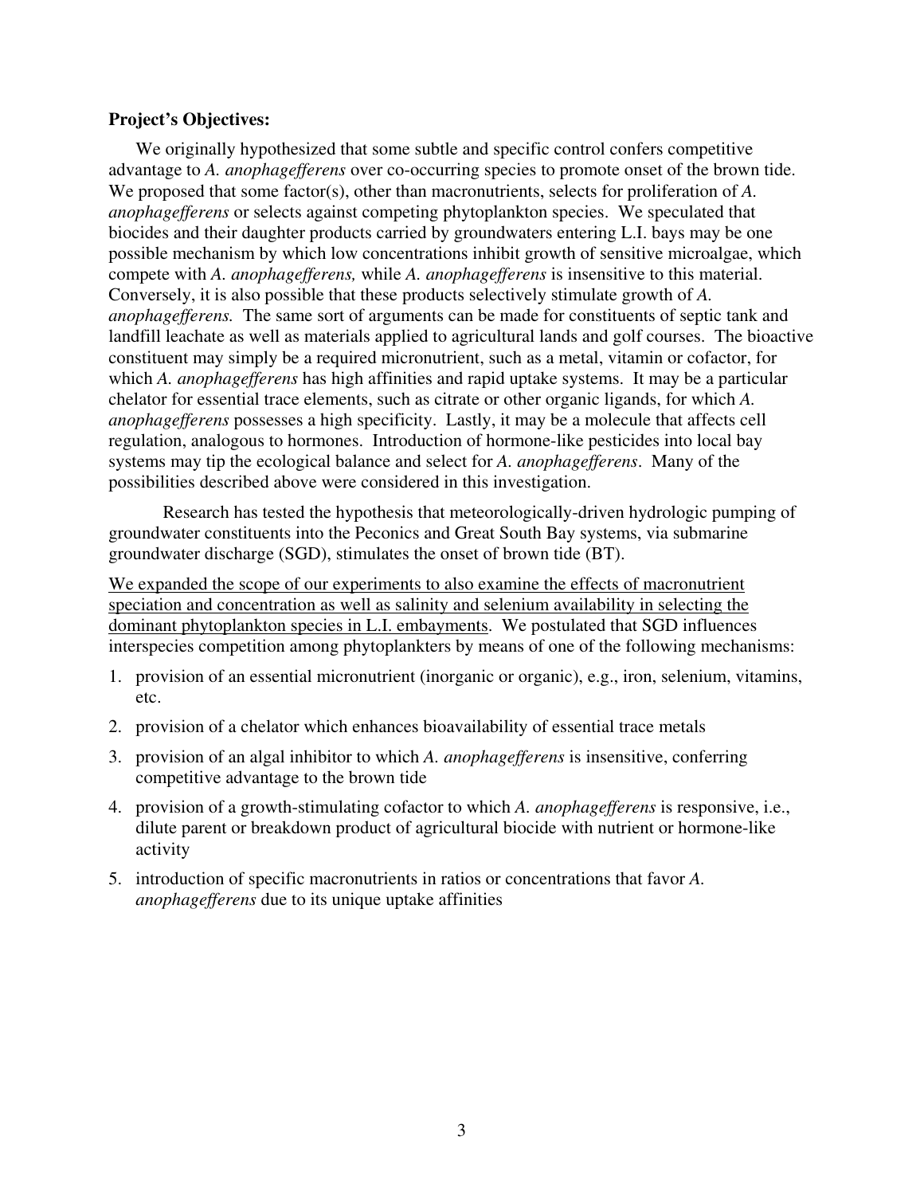**Project's Objectives:**

We originally hypothesized that some subtle and specific control confers competitive advantage to *A. anophagefferens* over co-occurring species to promote onset of the brown tide. We proposed that some factor(s), other than macronutrients, selects for proliferation of *A. anophagefferens* or selects against competing phytoplankton species. We speculated that biocides and their daughter products carried by groundwaters entering L.I. bays may be one possible mechanism by which low concentrations inhibit growth of sensitive microalgae, which compete with *A. anophagefferens,* while *A. anophagefferens* is insensitive to this material. Conversely, it is also possible that these products selectively stimulate growth of *A. anophagefferens.* The same sort of arguments can be made for constituents of septic tank and landfill leachate as well as materials applied to agricultural lands and golf courses. The bioactive constituent may simply be a required micronutrient, such as a metal, vitamin or cofactor, for which *A. anophagefferens* has high affinities and rapid uptake systems. It may be a particular chelator for essential trace elements, such as citrate or other organic ligands, for which *A. anophagefferens* possesses a high specificity. Lastly, it may be a molecule that affects cell regulation, analogous to hormones. Introduction of hormone-like pesticides into local bay systems may tip the ecological balance and select for *A. anophagefferens*. Many of the possibilities described above were considered in this investigation.

Research has tested the hypothesis that meteorologically-driven hydrologic pumping of groundwater constituents into the Peconics and Great South Bay systems, via submarine groundwater discharge (SGD), stimulates the onset of brown tide (BT).

<u>We expanded the scope of our experiments to also examine the effects of macronutrient speciation and concentration as well as salinity and selenium availability in selecting the dominant phytoplankton species in L.I. embayments</u>. We postulated that SGD influences interspecies competition among phytoplankters by means of one of the following mechanisms:

1. provision of an essential micronutrient (inorganic or organic), e.g., iron, selenium, vitamins, etc.
2. provision of a chelator which enhances bioavailability of essential trace metals
3. provision of an algal inhibitor to which *A. anophagefferens* is insensitive, conferring competitive advantage to the brown tide
4. provision of a growth-stimulating cofactor to which *A. anophagefferens* is responsive, i.e., dilute parent or breakdown product of agricultural biocide with nutrient or hormone-like activity
5. introduction of specific macronutrients in ratios or concentrations that favor *A. anophagefferens* due to its unique uptake affinities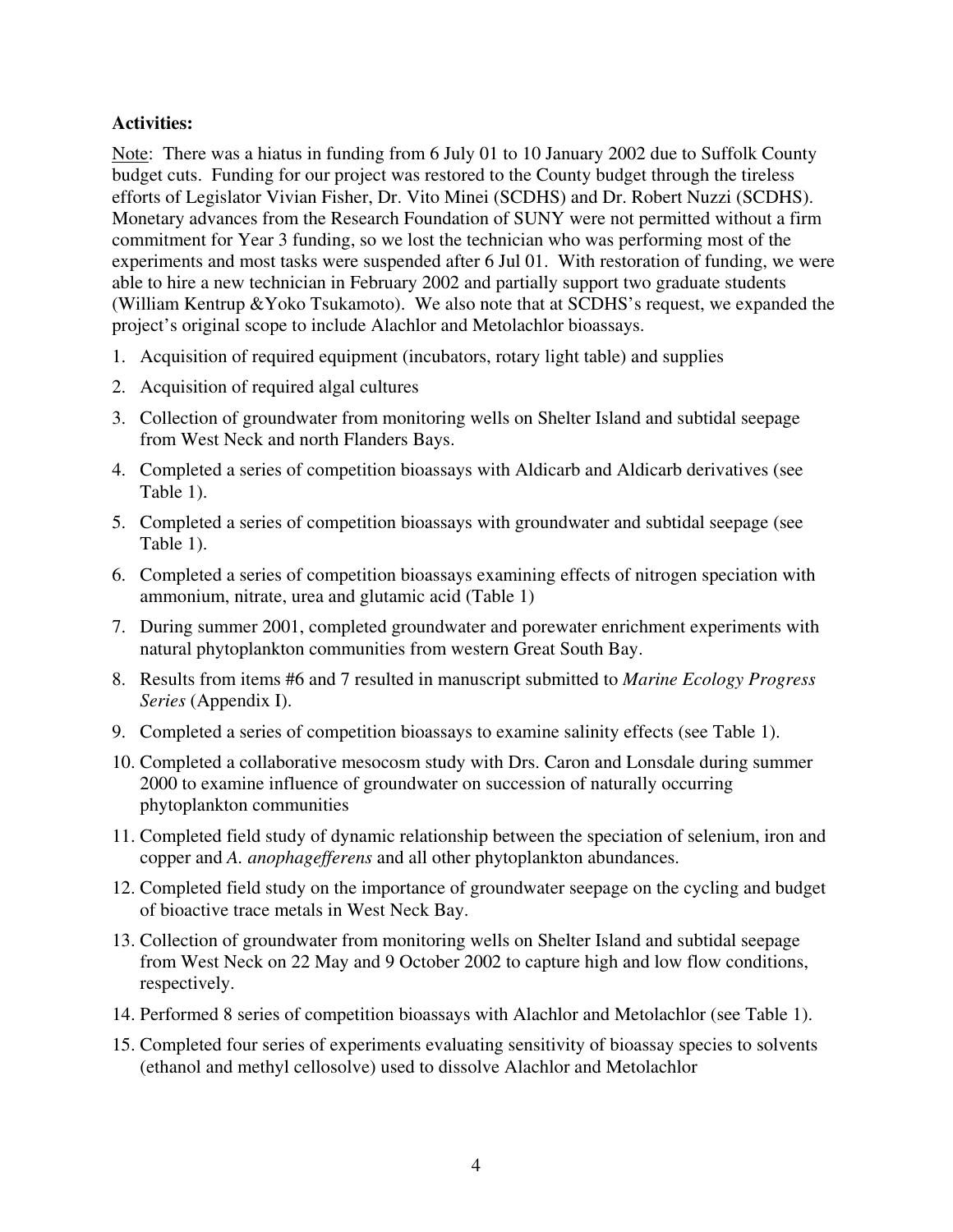**Activities:**

Note: There was a hiatus in funding from 6 July 01 to 10 January 2002 due to Suffolk County budget cuts. Funding for our project was restored to the County budget through the tireless efforts of Legislator Vivian Fisher, Dr. Vito Minei (SCDHS) and Dr. Robert Nuzzi (SCDHS). Monetary advances from the Research Foundation of SUNY were not permitted without a firm commitment for Year 3 funding, so we lost the technician who was performing most of the experiments and most tasks were suspended after 6 Jul 01. With restoration of funding, we were able to hire a new technician in February 2002 and partially support two graduate students (William Kentrup &Yoko Tsukamoto). We also note that at SCDHS's request, we expanded the project's original scope to include Alachlor and Metolachlor bioassays.

1. Acquisition of required equipment (incubators, rotary light table) and supplies
2. Acquisition of required algal cultures
3. Collection of groundwater from monitoring wells on Shelter Island and subtidal seepage from West Neck and north Flanders Bays.
4. Completed a series of competition bioassays with Aldicarb and Aldicarb derivatives (see Table 1).
5. Completed a series of competition bioassays with groundwater and subtidal seepage (see Table 1).
6. Completed a series of competition bioassays examining effects of nitrogen speciation with ammonium, nitrate, urea and glutamic acid (Table 1)
7. During summer 2001, completed groundwater and porewater enrichment experiments with natural phytoplankton communities from western Great South Bay.
8. Results from items #6 and 7 resulted in manuscript submitted to *Marine Ecology Progress Series* (Appendix I).
9. Completed a series of competition bioassays to examine salinity effects (see Table 1).
10. Completed a collaborative mesocosm study with Drs. Caron and Lonsdale during summer 2000 to examine influence of groundwater on succession of naturally occurring phytoplankton communities
11. Completed field study of dynamic relationship between the speciation of selenium, iron and copper and *A. anophagefferens* and all other phytoplankton abundances.
12. Completed field study on the importance of groundwater seepage on the cycling and budget of bioactive trace metals in West Neck Bay.
13. Collection of groundwater from monitoring wells on Shelter Island and subtidal seepage from West Neck on 22 May and 9 October 2002 to capture high and low flow conditions, respectively.
14. Performed 8 series of competition bioassays with Alachlor and Metolachlor (see Table 1).
15. Completed four series of experiments evaluating sensitivity of bioassay species to solvents (ethanol and methyl cellosolve) used to dissolve Alachlor and Metolachlor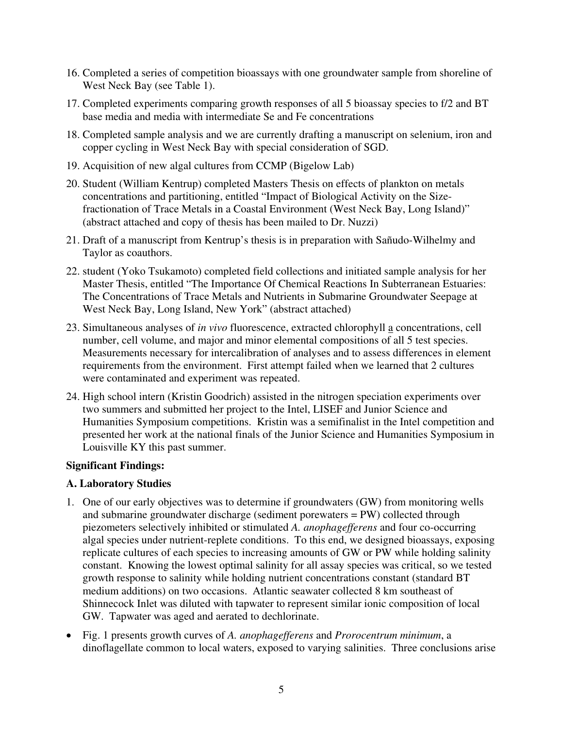16. Completed a series of competition bioassays with one groundwater sample from shoreline of West Neck Bay (see Table 1).
17. Completed experiments comparing growth responses of all 5 bioassay species to f/2 and BT base media and media with intermediate Se and Fe concentrations
18. Completed sample analysis and we are currently drafting a manuscript on selenium, iron and copper cycling in West Neck Bay with special consideration of SGD.
19. Acquisition of new algal cultures from CCMP (Bigelow Lab)
20. Student (William Kentrup) completed Masters Thesis on effects of plankton on metals concentrations and partitioning, entitled "Impact of Biological Activity on the Size-fractionation of Trace Metals in a Coastal Environment (West Neck Bay, Long Island)" (abstract attached and copy of thesis has been mailed to Dr. Nuzzi)
21. Draft of a manuscript from Kentrup's thesis is in preparation with Sañudo-Wilhelmy and Taylor as coauthors.
22. student (Yoko Tsukamoto) completed field collections and initiated sample analysis for her Master Thesis, entitled "The Importance Of Chemical Reactions In Subterranean Estuaries: The Concentrations of Trace Metals and Nutrients in Submarine Groundwater Seepage at West Neck Bay, Long Island, New York" (abstract attached)
23. Simultaneous analyses of *in vivo* fluorescence, extracted chlorophyll a concentrations, cell number, cell volume, and major and minor elemental compositions of all 5 test species. Measurements necessary for intercalibration of analyses and to assess differences in element requirements from the environment. First attempt failed when we learned that 2 cultures were contaminated and experiment was repeated.
24. High school intern (Kristin Goodrich) assisted in the nitrogen speciation experiments over two summers and submitted her project to the Intel, LISEF and Junior Science and Humanities Symposium competitions. Kristin was a semifinalist in the Intel competition and presented her work at the national finals of the Junior Science and Humanities Symposium in Louisville KY this past summer.

**Significant Findings:**

**A. Laboratory Studies**

1. One of our early objectives was to determine if groundwaters (GW) from monitoring wells and submarine groundwater discharge (sediment porewaters = PW) collected through piezometers selectively inhibited or stimulated *A. anophagefferens* and four co-occurring algal species under nutrient-replete conditions. To this end, we designed bioassays, exposing replicate cultures of each species to increasing amounts of GW or PW while holding salinity constant. Knowing the lowest optimal salinity for all assay species was critical, so we tested growth response to salinity while holding nutrient concentrations constant (standard BT medium additions) on two occasions. Atlantic seawater collected 8 km southeast of Shinnecock Inlet was diluted with tapwater to represent similar ionic composition of local GW. Tapwater was aged and aerated to dechlorinate.

- Fig. 1 presents growth curves of *A. anophagefferens* and *Prorocentrum minimum*, a dinoflagellate common to local waters, exposed to varying salinities. Three conclusions arise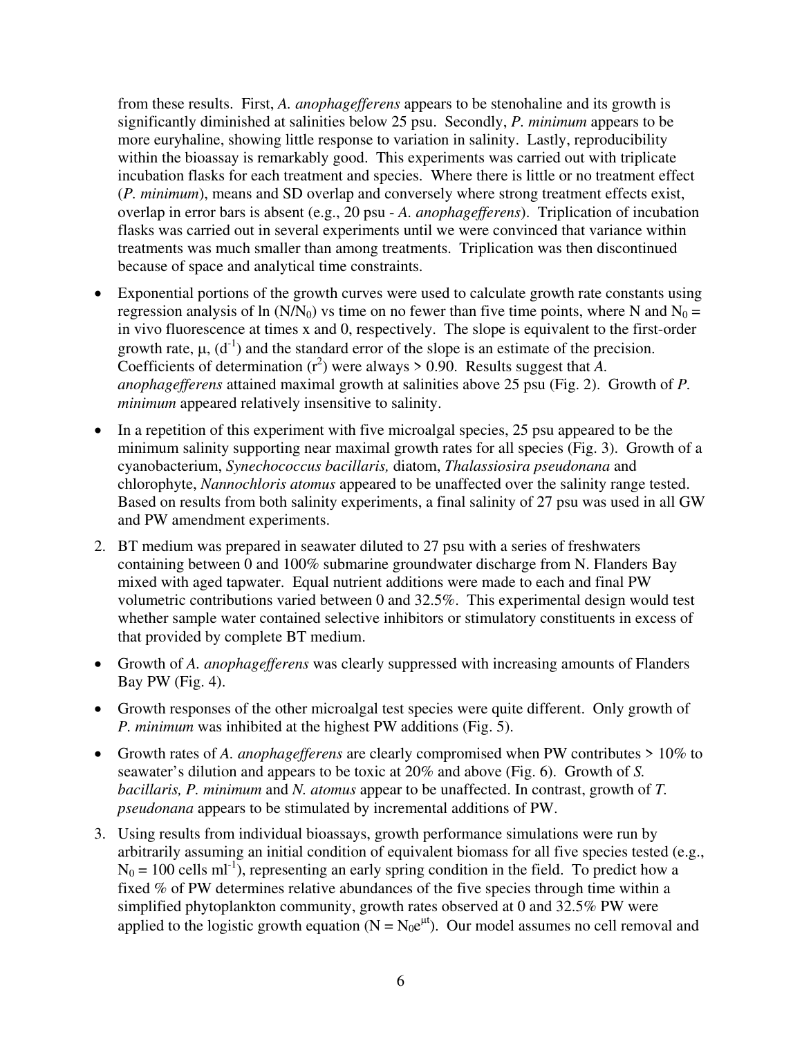from these results. First, *A. anophagefferens* appears to be stenohaline and its growth is significantly diminished at salinities below 25 psu. Secondly, *P. minimum* appears to be more euryhaline, showing little response to variation in salinity. Lastly, reproducibility within the bioassay is remarkably good. This experiments was carried out with triplicate incubation flasks for each treatment and species. Where there is little or no treatment effect (*P. minimum*), means and SD overlap and conversely where strong treatment effects exist, overlap in error bars is absent (e.g., 20 psu - *A. anophagefferens*). Triplication of incubation flasks was carried out in several experiments until we were convinced that variance within treatments was much smaller than among treatments. Triplication was then discontinued because of space and analytical time constraints.

- Exponential portions of the growth curves were used to calculate growth rate constants using regression analysis of ln $(N/N_0)$ vs time on no fewer than five time points, where N and $N_0$ = in vivo fluorescence at times x and 0, respectively. The slope is equivalent to the first-order growth rate, μ, ($d^{-1}$) and the standard error of the slope is an estimate of the precision. Coefficients of determination ($r^2$) were always > 0.90. Results suggest that *A. anophagefferens* attained maximal growth at salinities above 25 psu (Fig. 2). Growth of *P. minimum* appeared relatively insensitive to salinity.
- In a repetition of this experiment with five microalgal species, 25 psu appeared to be the minimum salinity supporting near maximal growth rates for all species (Fig. 3). Growth of a cyanobacterium, *Synechococcus bacillaris,* diatom, *Thalassiosira pseudonana* and chlorophyte, *Nannochloris atomus* appeared to be unaffected over the salinity range tested. Based on results from both salinity experiments, a final salinity of 27 psu was used in all GW and PW amendment experiments.

2. BT medium was prepared in seawater diluted to 27 psu with a series of freshwaters containing between 0 and 100% submarine groundwater discharge from N. Flanders Bay mixed with aged tapwater. Equal nutrient additions were made to each and final PW volumetric contributions varied between 0 and 32.5%. This experimental design would test whether sample water contained selective inhibitors or stimulatory constituents in excess of that provided by complete BT medium.

- Growth of *A. anophagefferens* was clearly suppressed with increasing amounts of Flanders Bay PW (Fig. 4).
- Growth responses of the other microalgal test species were quite different. Only growth of *P. minimum* was inhibited at the highest PW additions (Fig. 5).
- Growth rates of *A. anophagefferens* are clearly compromised when PW contributes > 10% to seawater's dilution and appears to be toxic at 20% and above (Fig. 6). Growth of *S. bacillaris, P. minimum* and *N. atomus* appear to be unaffected. In contrast, growth of *T. pseudonana* appears to be stimulated by incremental additions of PW.

3. Using results from individual bioassays, growth performance simulations were run by arbitrarily assuming an initial condition of equivalent biomass for all five species tested (e.g., $N_0$ = 100 cells $ml^{-1}$), representing an early spring condition in the field. To predict how a fixed % of PW determines relative abundances of the five species through time within a simplified phytoplankton community, growth rates observed at 0 and 32.5% PW were applied to the logistic growth equation ($N = N_0e^{\mu t}$). Our model assumes no cell removal and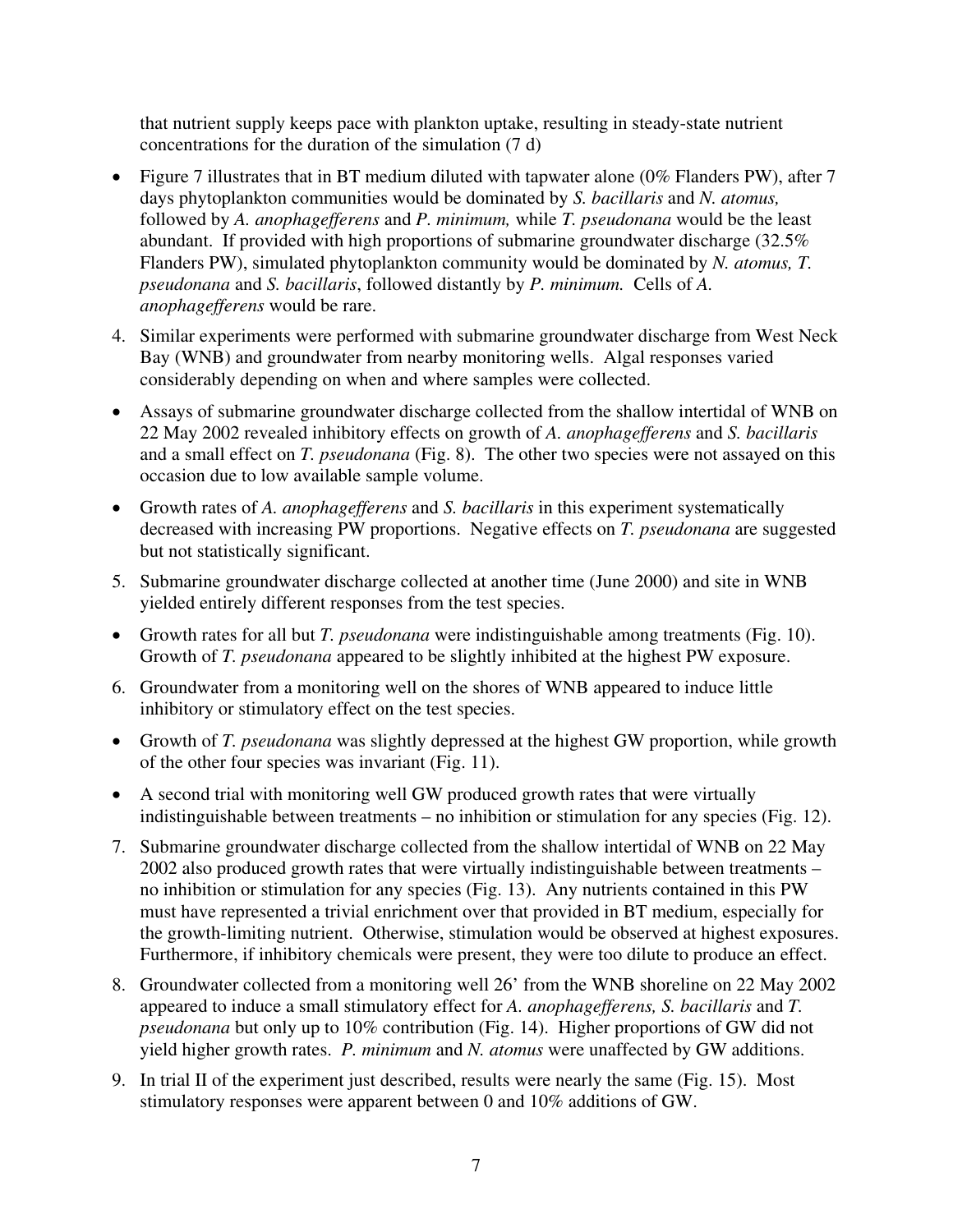that nutrient supply keeps pace with plankton uptake, resulting in steady-state nutrient concentrations for the duration of the simulation (7 d)

- Figure 7 illustrates that in BT medium diluted with tapwater alone (0% Flanders PW), after 7 days phytoplankton communities would be dominated by *S. bacillaris* and *N. atomus,* followed by *A. anophagefferens* and *P. minimum,* while *T. pseudonana* would be the least abundant. If provided with high proportions of submarine groundwater discharge (32.5% Flanders PW), simulated phytoplankton community would be dominated by *N. atomus, T. pseudonana* and *S. bacillaris*, followed distantly by *P. minimum.* Cells of *A. anophagefferens* would be rare.

4. Similar experiments were performed with submarine groundwater discharge from West Neck Bay (WNB) and groundwater from nearby monitoring wells. Algal responses varied considerably depending on when and where samples were collected.

- Assays of submarine groundwater discharge collected from the shallow intertidal of WNB on 22 May 2002 revealed inhibitory effects on growth of *A. anophagefferens* and *S. bacillaris* and a small effect on *T. pseudonana* (Fig. 8). The other two species were not assayed on this occasion due to low available sample volume.
- Growth rates of *A. anophagefferens* and *S. bacillaris* in this experiment systematically decreased with increasing PW proportions. Negative effects on *T. pseudonana* are suggested but not statistically significant.

5. Submarine groundwater discharge collected at another time (June 2000) and site in WNB yielded entirely different responses from the test species.

- Growth rates for all but *T. pseudonana* were indistinguishable among treatments (Fig. 10). Growth of *T. pseudonana* appeared to be slightly inhibited at the highest PW exposure.

6. Groundwater from a monitoring well on the shores of WNB appeared to induce little inhibitory or stimulatory effect on the test species.

- Growth of *T. pseudonana* was slightly depressed at the highest GW proportion, while growth of the other four species was invariant (Fig. 11).
- A second trial with monitoring well GW produced growth rates that were virtually indistinguishable between treatments – no inhibition or stimulation for any species (Fig. 12).

7. Submarine groundwater discharge collected from the shallow intertidal of WNB on 22 May 2002 also produced growth rates that were virtually indistinguishable between treatments – no inhibition or stimulation for any species (Fig. 13). Any nutrients contained in this PW must have represented a trivial enrichment over that provided in BT medium, especially for the growth-limiting nutrient. Otherwise, stimulation would be observed at highest exposures. Furthermore, if inhibitory chemicals were present, they were too dilute to produce an effect.

8. Groundwater collected from a monitoring well 26' from the WNB shoreline on 22 May 2002 appeared to induce a small stimulatory effect for *A. anophagefferens, S. bacillaris* and *T. pseudonana* but only up to 10% contribution (Fig. 14). Higher proportions of GW did not yield higher growth rates. *P. minimum* and *N. atomus* were unaffected by GW additions.

9. In trial II of the experiment just described, results were nearly the same (Fig. 15). Most stimulatory responses were apparent between 0 and 10% additions of GW.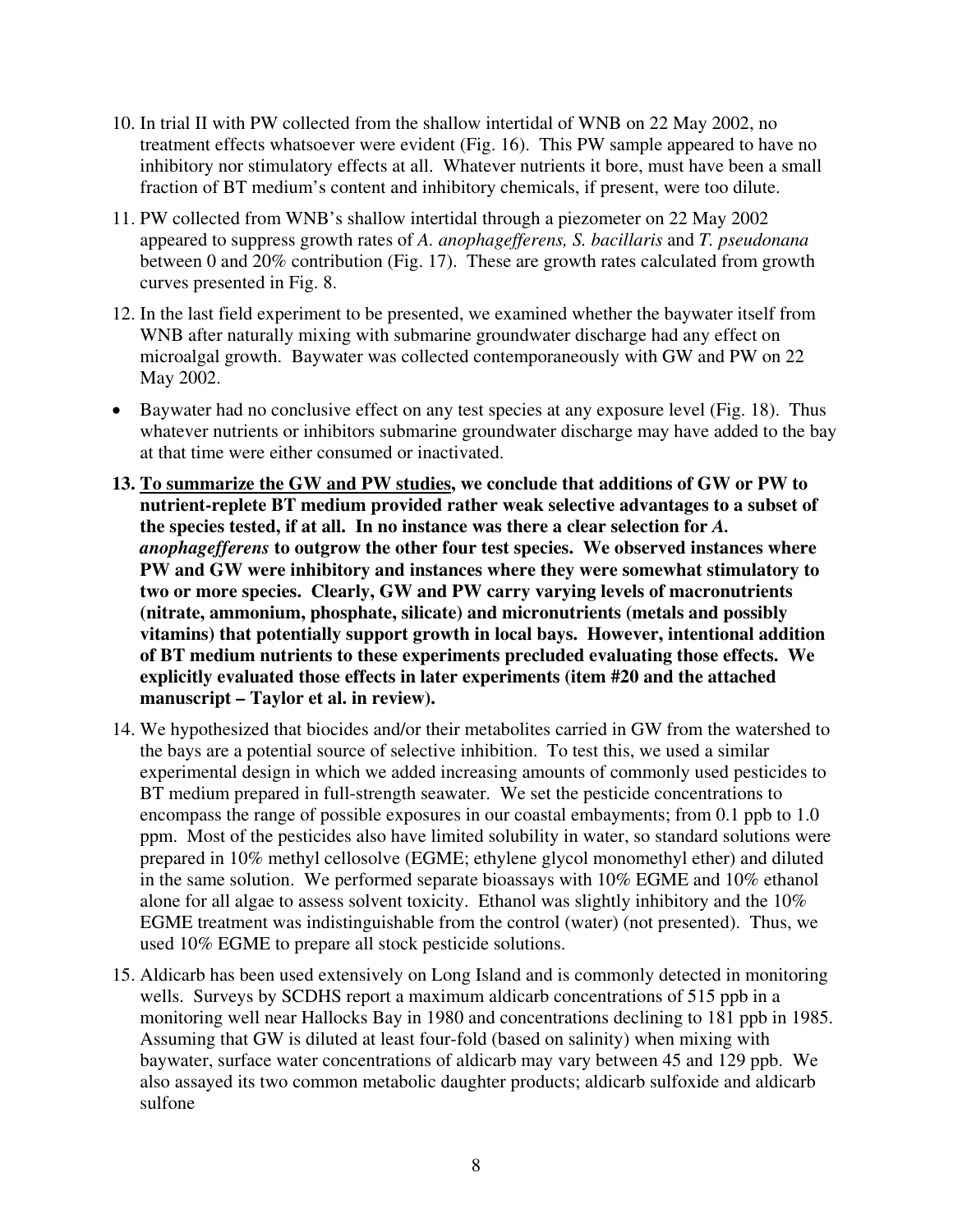10. In trial II with PW collected from the shallow intertidal of WNB on 22 May 2002, no treatment effects whatsoever were evident (Fig. 16). This PW sample appeared to have no inhibitory nor stimulatory effects at all. Whatever nutrients it bore, must have been a small fraction of BT medium's content and inhibitory chemicals, if present, were too dilute.

11. PW collected from WNB's shallow intertidal through a piezometer on 22 May 2002 appeared to suppress growth rates of *A. anophagefferens, S. bacillaris* and *T. pseudonana* between 0 and 20% contribution (Fig. 17). These are growth rates calculated from growth curves presented in Fig. 8.

12. In the last field experiment to be presented, we examined whether the baywater itself from WNB after naturally mixing with submarine groundwater discharge had any effect on microalgal growth. Baywater was collected contemporaneously with GW and PW on 22 May 2002.

- Baywater had no conclusive effect on any test species at any exposure level (Fig. 18). Thus whatever nutrients or inhibitors submarine groundwater discharge may have added to the bay at that time were either consumed or inactivated.

**13. <u>To summarize the GW and PW studies</u>, we conclude that additions of GW or PW to nutrient-replete BT medium provided rather weak selective advantages to a subset of the species tested, if at all. In no instance was there a clear selection for *A. anophagefferens* to outgrow the other four test species. We observed instances where PW and GW were inhibitory and instances where they were somewhat stimulatory to two or more species. Clearly, GW and PW carry varying levels of macronutrients (nitrate, ammonium, phosphate, silicate) and micronutrients (metals and possibly vitamins) that potentially support growth in local bays. However, intentional addition of BT medium nutrients to these experiments precluded evaluating those effects. We explicitly evaluated those effects in later experiments (item #20 and the attached manuscript – Taylor et al. in review).**

14. We hypothesized that biocides and/or their metabolites carried in GW from the watershed to the bays are a potential source of selective inhibition. To test this, we used a similar experimental design in which we added increasing amounts of commonly used pesticides to BT medium prepared in full-strength seawater. We set the pesticide concentrations to encompass the range of possible exposures in our coastal embayments; from 0.1 ppb to 1.0 ppm. Most of the pesticides also have limited solubility in water, so standard solutions were prepared in 10% methyl cellosolve (EGME; ethylene glycol monomethyl ether) and diluted in the same solution. We performed separate bioassays with 10% EGME and 10% ethanol alone for all algae to assess solvent toxicity. Ethanol was slightly inhibitory and the 10% EGME treatment was indistinguishable from the control (water) (not presented). Thus, we used 10% EGME to prepare all stock pesticide solutions.

15. Aldicarb has been used extensively on Long Island and is commonly detected in monitoring wells. Surveys by SCDHS report a maximum aldicarb concentrations of 515 ppb in a monitoring well near Hallocks Bay in 1980 and concentrations declining to 181 ppb in 1985. Assuming that GW is diluted at least four-fold (based on salinity) when mixing with baywater, surface water concentrations of aldicarb may vary between 45 and 129 ppb. We also assayed its two common metabolic daughter products; aldicarb sulfoxide and aldicarb sulfone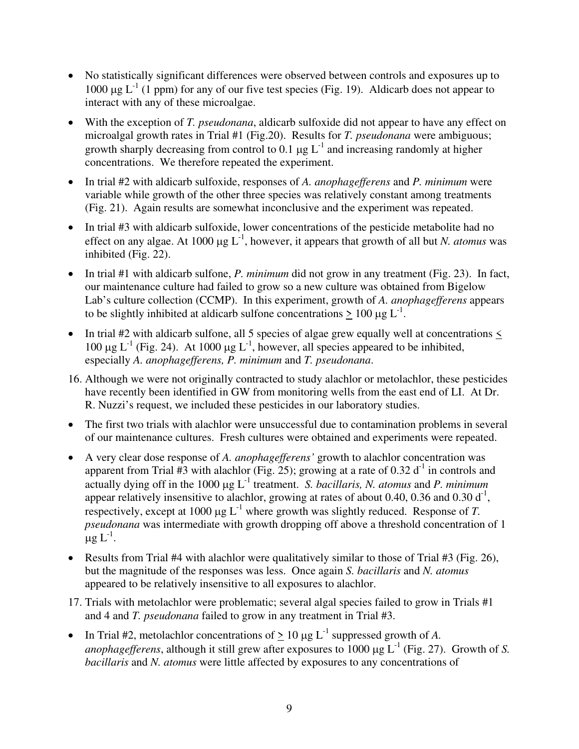- No statistically significant differences were observed between controls and exposures up to 1000 μg $L^{-1}$ (1 ppm) for any of our five test species (Fig. 19). Aldicarb does not appear to interact with any of these microalgae.
- With the exception of *T. pseudonana*, aldicarb sulfoxide did not appear to have any effect on microalgal growth rates in Trial #1 (Fig.20). Results for *T. pseudonana* were ambiguous; growth sharply decreasing from control to 0.1 μg $L^{-1}$ and increasing randomly at higher concentrations. We therefore repeated the experiment.
- In trial #2 with aldicarb sulfoxide, responses of *A. anophagefferens* and *P. minimum* were variable while growth of the other three species was relatively constant among treatments (Fig. 21). Again results are somewhat inconclusive and the experiment was repeated.
- In trial #3 with aldicarb sulfoxide, lower concentrations of the pesticide metabolite had no effect on any algae. At 1000 μg $L^{-1}$, however, it appears that growth of all but *N. atomus* was inhibited (Fig. 22).
- In trial #1 with aldicarb sulfone, *P. minimum* did not grow in any treatment (Fig. 23). In fact, our maintenance culture had failed to grow so a new culture was obtained from Bigelow Lab's culture collection (CCMP). In this experiment, growth of *A. anophagefferens* appears to be slightly inhibited at aldicarb sulfone concentrations $\geq$ 100 μg $L^{-1}$.
- In trial #2 with aldicarb sulfone, all 5 species of algae grew equally well at concentrations $\leq$ 100 μg $L^{-1}$ (Fig. 24). At 1000 μg $L^{-1}$, however, all species appeared to be inhibited, especially *A. anophagefferens, P. minimum* and *T. pseudonana*.

16. Although we were not originally contracted to study alachlor or metolachlor, these pesticides have recently been identified in GW from monitoring wells from the east end of LI. At Dr. R. Nuzzi's request, we included these pesticides in our laboratory studies.

- The first two trials with alachlor were unsuccessful due to contamination problems in several of our maintenance cultures. Fresh cultures were obtained and experiments were repeated.
- A very clear dose response of *A. anophagefferens'* growth to alachlor concentration was apparent from Trial #3 with alachlor (Fig. 25); growing at a rate of 0.32 $d^{-1}$ in controls and actually dying off in the 1000 μg $L^{-1}$ treatment. *S. bacillaris, N. atomus* and *P. minimum* appear relatively insensitive to alachlor, growing at rates of about 0.40, 0.36 and 0.30 $d^{-1}$, respectively, except at 1000 μg $L^{-1}$ where growth was slightly reduced. Response of *T. pseudonana* was intermediate with growth dropping off above a threshold concentration of 1 μg $L^{-1}$.
- Results from Trial #4 with alachlor were qualitatively similar to those of Trial #3 (Fig. 26), but the magnitude of the responses was less. Once again *S. bacillaris* and *N. atomus* appeared to be relatively insensitive to all exposures to alachlor.

17. Trials with metolachlor were problematic; several algal species failed to grow in Trials #1 and 4 and *T. pseudonana* failed to grow in any treatment in Trial #3.

- In Trial #2, metolachlor concentrations of $\geq$ 10 μg $L^{-1}$ suppressed growth of *A. anophagefferens*, although it still grew after exposures to 1000 μg $L^{-1}$ (Fig. 27). Growth of *S. bacillaris* and *N. atomus* were little affected by exposures to any concentrations of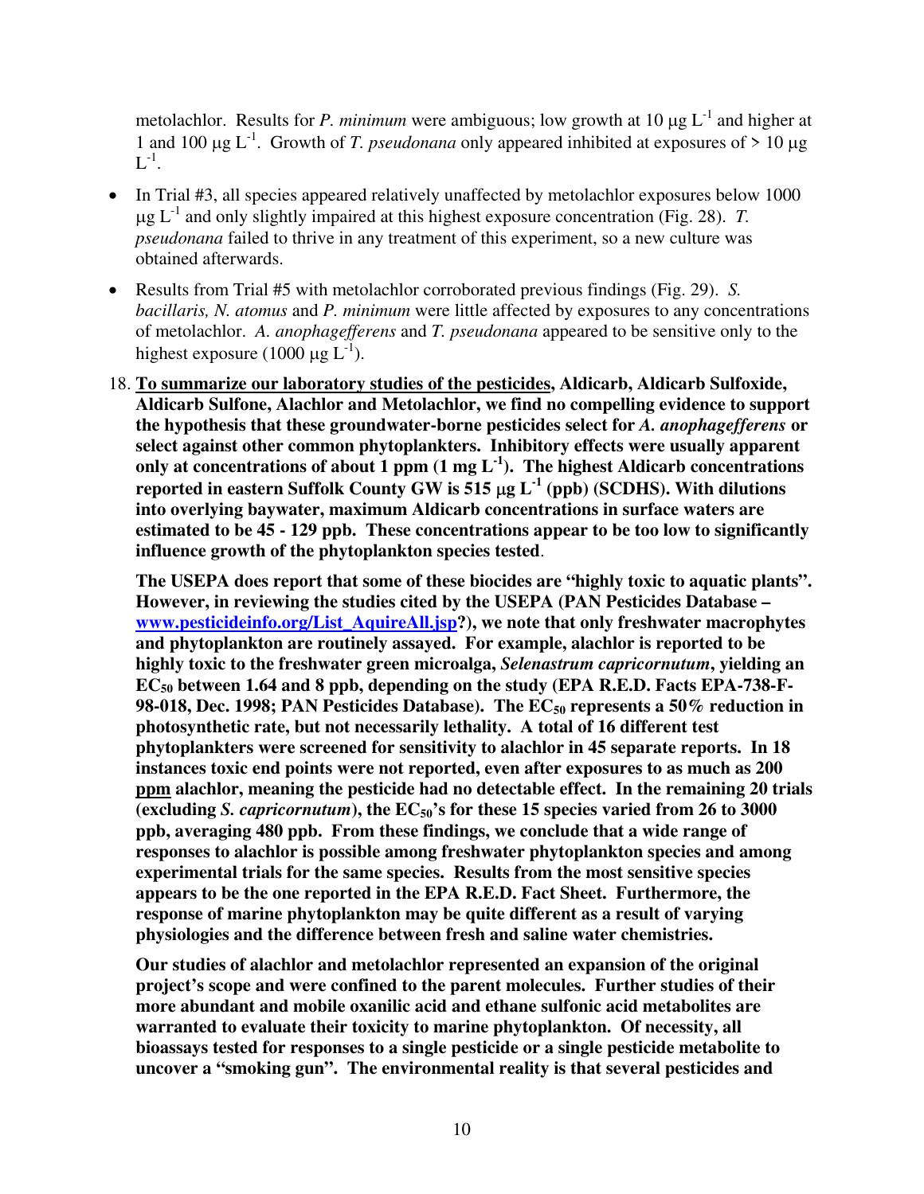metolachlor. Results for *P. minimum* were ambiguous; low growth at 10 μg $L^{-1}$ and higher at 1 and 100 μg $L^{-1}$. Growth of *T. pseudonana* only appeared inhibited at exposures of > 10 μg $L^{-1}$.

- In Trial #3, all species appeared relatively unaffected by metolachlor exposures below 1000 μg $L^{-1}$ and only slightly impaired at this highest exposure concentration (Fig. 28). *T. pseudonana* failed to thrive in any treatment of this experiment, so a new culture was obtained afterwards.
- Results from Trial #5 with metolachlor corroborated previous findings (Fig. 29). *S. bacillaris, N. atomus* and *P. minimum* were little affected by exposures to any concentrations of metolachlor. *A. anophagefferens* and *T. pseudonana* appeared to be sensitive only to the highest exposure (1000 μg $L^{-1}$).

18. **<u>To summarize our laboratory studies of the pesticides</u>, Aldicarb, Aldicarb Sulfoxide, Aldicarb Sulfone, Alachlor and Metolachlor, we find no compelling evidence to support the hypothesis that these groundwater-borne pesticides select for *A. anophagefferens* or select against other common phytoplankters. Inhibitory effects were usually apparent only at concentrations of about 1 ppm (1 mg $L^{-1}$). The highest Aldicarb concentrations reported in eastern Suffolk County GW is 515 μg $L^{-1}$ (ppb) (SCDHS). With dilutions into overlying baywater, maximum Aldicarb concentrations in surface waters are estimated to be 45 - 129 ppb. These concentrations appear to be too low to significantly influence growth of the phytoplankton species tested**.

    **The USEPA does report that some of these biocides are "highly toxic to aquatic plants". However, in reviewing the studies cited by the USEPA (PAN Pesticides Database – [www.pesticideinfo.org/List_AquireAll.jsp](www.pesticideinfo.org/List_AquireAll.jsp)?), we note that only freshwater macrophytes and phytoplankton are routinely assayed. For example, alachlor is reported to be highly toxic to the freshwater green microalga, *Selenastrum capricornutum*, yielding an $EC_{50}$ between 1.64 and 8 ppb, depending on the study (EPA R.E.D. Facts EPA-738-F-98-018, Dec. 1998; PAN Pesticides Database). The $EC_{50}$ represents a 50% reduction in photosynthetic rate, but not necessarily lethality. A total of 16 different test phytoplankters were screened for sensitivity to alachlor in 45 separate reports. In 18 instances toxic end points were not reported, even after exposures to as much as 200 <u>ppm</u> alachlor, meaning the pesticide had no detectable effect. In the remaining 20 trials (excluding *S. capricornutum*), the $EC_{50}$'s for these 15 species varied from 26 to 3000 ppb, averaging 480 ppb. From these findings, we conclude that a wide range of responses to alachlor is possible among freshwater phytoplankton species and among experimental trials for the same species. Results from the most sensitive species appears to be the one reported in the EPA R.E.D. Fact Sheet. Furthermore, the response of marine phytoplankton may be quite different as a result of varying physiologies and the difference between fresh and saline water chemistries.**

    **Our studies of alachlor and metolachlor represented an expansion of the original project's scope and were confined to the parent molecules. Further studies of their more abundant and mobile oxanilic acid and ethane sulfonic acid metabolites are warranted to evaluate their toxicity to marine phytoplankton. Of necessity, all bioassays tested for responses to a single pesticide or a single pesticide metabolite to uncover a "smoking gun". The environmental reality is that several pesticides and**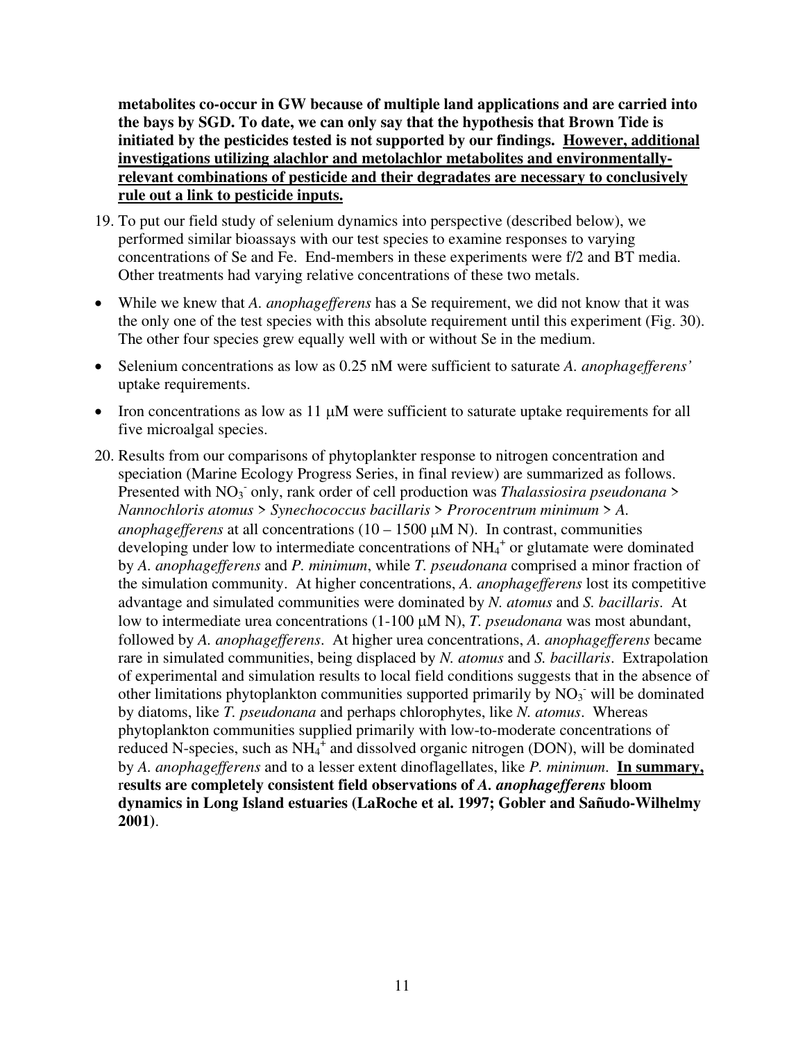**metabolites co-occur in GW because of multiple land applications and are carried into the bays by SGD. To date, we can only say that the hypothesis that Brown Tide is initiated by the pesticides tested is not supported by our findings. <u>However, additional investigations utilizing alachlor and metolachlor metabolites and environmentally-relevant combinations of pesticide and their degradates are necessary to conclusively rule out a link to pesticide inputs.</u>**

19. To put our field study of selenium dynamics into perspective (described below), we performed similar bioassays with our test species to examine responses to varying concentrations of Se and Fe. End-members in these experiments were f/2 and BT media. Other treatments had varying relative concentrations of these two metals.

- While we knew that *A. anophagefferens* has a Se requirement, we did not know that it was the only one of the test species with this absolute requirement until this experiment (Fig. 30). The other four species grew equally well with or without Se in the medium.
- Selenium concentrations as low as 0.25 nM were sufficient to saturate *A. anophagefferens'* uptake requirements.
- Iron concentrations as low as 11 μM were sufficient to saturate uptake requirements for all five microalgal species.

20. Results from our comparisons of phytoplankter response to nitrogen concentration and speciation (Marine Ecology Progress Series, in final review) are summarized as follows. Presented with $NO_3^-$ only, rank order of cell production was *Thalassiosira pseudonana* > *Nannochloris atomus* > *Synechococcus bacillaris* > *Prorocentrum minimum* > *A. anophagefferens* at all concentrations (10 – 1500 μM N). In contrast, communities developing under low to intermediate concentrations of $NH_4^+$ or glutamate were dominated by *A. anophagefferens* and *P. minimum*, while *T. pseudonana* comprised a minor fraction of the simulation community. At higher concentrations, *A. anophagefferens* lost its competitive advantage and simulated communities were dominated by *N. atomus* and *S. bacillaris*. At low to intermediate urea concentrations (1-100 μM N), *T. pseudonana* was most abundant, followed by *A. anophagefferens*. At higher urea concentrations, *A. anophagefferens* became rare in simulated communities, being displaced by *N. atomus* and *S. bacillaris*. Extrapolation of experimental and simulation results to local field conditions suggests that in the absence of other limitations phytoplankton communities supported primarily by $NO_3^-$ will be dominated by diatoms, like *T. pseudonana* and perhaps chlorophytes, like *N. atomus*. Whereas phytoplankton communities supplied primarily with low-to-moderate concentrations of reduced N-species, such as $NH_4^+$ and dissolved organic nitrogen (DON), will be dominated by *A. anophagefferens* and to a lesser extent dinoflagellates, like *P. minimum*. **<u>In summary,</u> results are completely consistent field observations of *A. anophagefferens* bloom dynamics in Long Island estuaries (LaRoche et al. 1997; Gobler and Sañudo-Wilhelmy 2001)**.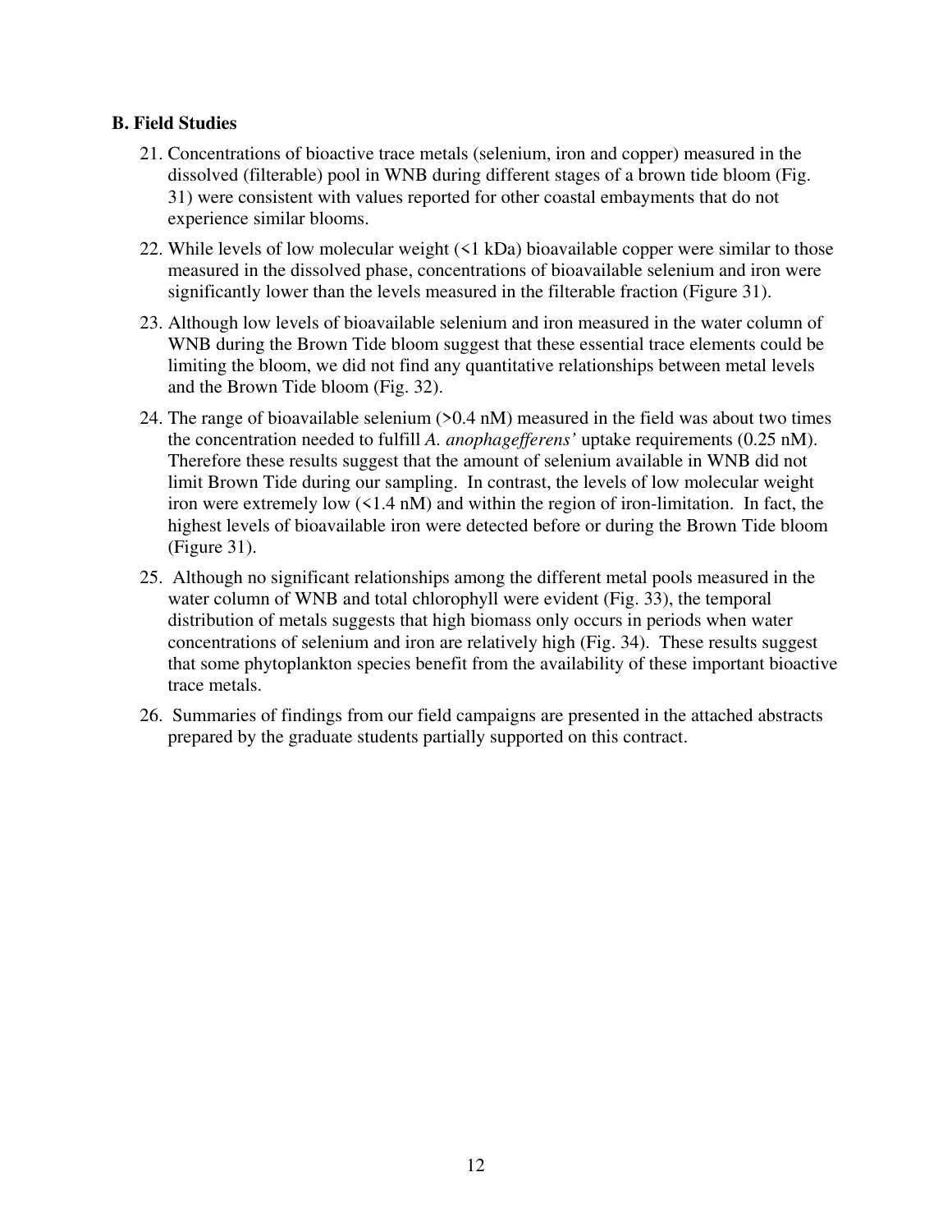### B. Field Studies

21. Concentrations of bioactive trace metals (selenium, iron and copper) measured in the dissolved (filterable) pool in WNB during different stages of a brown tide bloom (Fig. 31) were consistent with values reported for other coastal embayments that do not experience similar blooms.

22. While levels of low molecular weight (<1 kDa) bioavailable copper were similar to those measured in the dissolved phase, concentrations of bioavailable selenium and iron were significantly lower than the levels measured in the filterable fraction (Figure 31).

23. Although low levels of bioavailable selenium and iron measured in the water column of WNB during the Brown Tide bloom suggest that these essential trace elements could be limiting the bloom, we did not find any quantitative relationships between metal levels and the Brown Tide bloom (Fig. 32).

24. The range of bioavailable selenium (>0.4 nM) measured in the field was about two times the concentration needed to fulfill *A. anophagefferens'* uptake requirements (0.25 nM). Therefore these results suggest that the amount of selenium available in WNB did not limit Brown Tide during our sampling. In contrast, the levels of low molecular weight iron were extremely low (<1.4 nM) and within the region of iron-limitation. In fact, the highest levels of bioavailable iron were detected before or during the Brown Tide bloom (Figure 31).

25. Although no significant relationships among the different metal pools measured in the water column of WNB and total chlorophyll were evident (Fig. 33), the temporal distribution of metals suggests that high biomass only occurs in periods when water concentrations of selenium and iron are relatively high (Fig. 34). These results suggest that some phytoplankton species benefit from the availability of these important bioactive trace metals.

26. Summaries of findings from our field campaigns are presented in the attached abstracts prepared by the graduate students partially supported on this contract.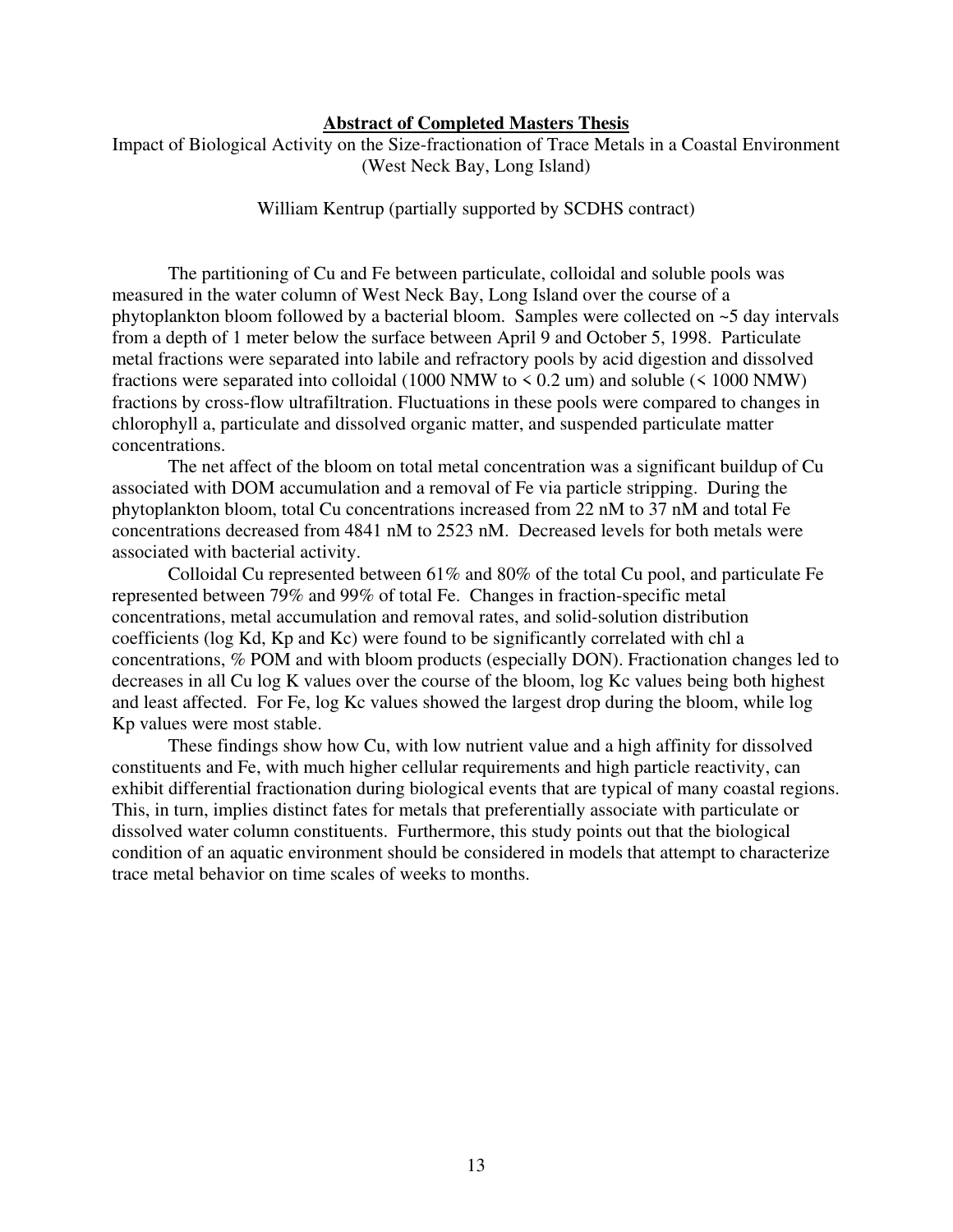## Abstract of Completed Masters Thesis

Impact of Biological Activity on the Size-fractionation of Trace Metals in a Coastal Environment (West Neck Bay, Long Island)

William Kentrup (partially supported by SCDHS contract)

The partitioning of Cu and Fe between particulate, colloidal and soluble pools was measured in the water column of West Neck Bay, Long Island over the course of a phytoplankton bloom followed by a bacterial bloom. Samples were collected on ~5 day intervals from a depth of 1 meter below the surface between April 9 and October 5, 1998. Particulate metal fractions were separated into labile and refractory pools by acid digestion and dissolved fractions were separated into colloidal (1000 NMW to < 0.2 um) and soluble (< 1000 NMW) fractions by cross-flow ultrafiltration. Fluctuations in these pools were compared to changes in chlorophyll a, particulate and dissolved organic matter, and suspended particulate matter concentrations.

The net affect of the bloom on total metal concentration was a significant buildup of Cu associated with DOM accumulation and a removal of Fe via particle stripping. During the phytoplankton bloom, total Cu concentrations increased from 22 nM to 37 nM and total Fe concentrations decreased from 4841 nM to 2523 nM. Decreased levels for both metals were associated with bacterial activity.

Colloidal Cu represented between 61% and 80% of the total Cu pool, and particulate Fe represented between 79% and 99% of total Fe. Changes in fraction-specific metal concentrations, metal accumulation and removal rates, and solid-solution distribution coefficients (log $K_d$, $K_p$ and $K_c$) were found to be significantly correlated with chl a concentrations, % POM and with bloom products (especially DON). Fractionation changes led to decreases in all Cu log K values over the course of the bloom, log $K_c$ values being both highest and least affected. For Fe, log $K_c$ values showed the largest drop during the bloom, while log $K_p$ values were most stable.

These findings show how Cu, with low nutrient value and a high affinity for dissolved constituents and Fe, with much higher cellular requirements and high particle reactivity, can exhibit differential fractionation during biological events that are typical of many coastal regions. This, in turn, implies distinct fates for metals that preferentially associate with particulate or dissolved water column constituents. Furthermore, this study points out that the biological condition of an aquatic environment should be considered in models that attempt to characterize trace metal behavior on time scales of weeks to months.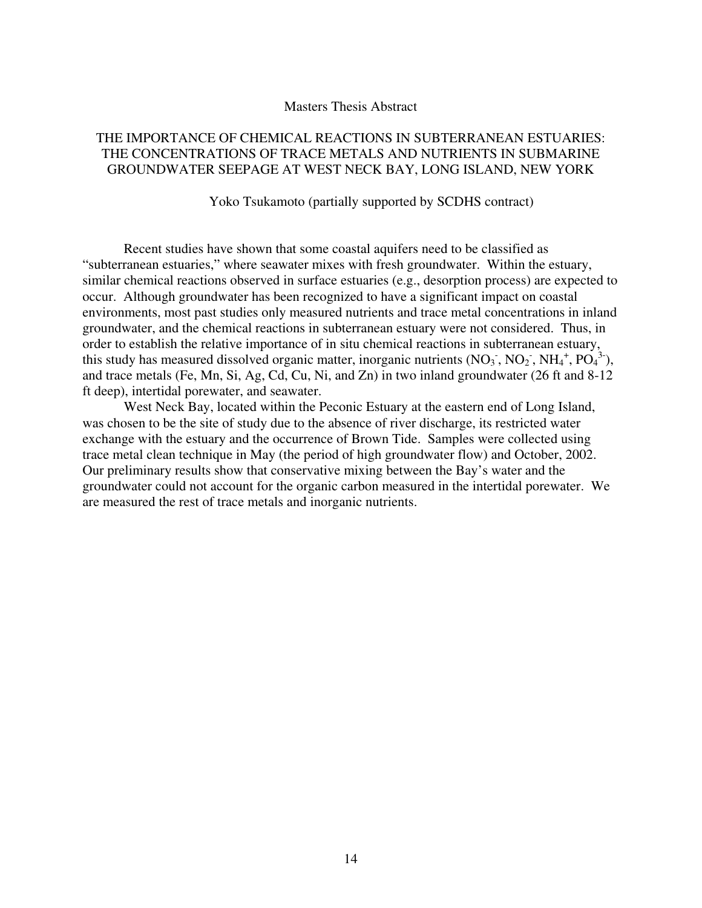Masters Thesis Abstract

# THE IMPORTANCE OF CHEMICAL REACTIONS IN SUBTERRANEAN ESTUARIES: THE CONCENTRATIONS OF TRACE METALS AND NUTRIENTS IN SUBMARINE GROUNDWATER SEEPAGE AT WEST NECK BAY, LONG ISLAND, NEW YORK

Yoko Tsukamoto (partially supported by SCDHS contract)

Recent studies have shown that some coastal aquifers need to be classified as "subterranean estuaries," where seawater mixes with fresh groundwater. Within the estuary, similar chemical reactions observed in surface estuaries (e.g., desorption process) are expected to occur. Although groundwater has been recognized to have a significant impact on coastal environments, most past studies only measured nutrients and trace metal concentrations in inland groundwater, and the chemical reactions in subterranean estuary were not considered. Thus, in order to establish the relative importance of in situ chemical reactions in subterranean estuary, this study has measured dissolved organic matter, inorganic nutrients ($NO_3^-$, $NO_2^-$, $NH_4^+$, $PO_4^{3-}$), and trace metals (Fe, Mn, Si, Ag, Cd, Cu, Ni, and Zn) in two inland groundwater (26 ft and 8-12 ft deep), intertidal porewater, and seawater.

West Neck Bay, located within the Peconic Estuary at the eastern end of Long Island, was chosen to be the site of study due to the absence of river discharge, its restricted water exchange with the estuary and the occurrence of Brown Tide. Samples were collected using trace metal clean technique in May (the period of high groundwater flow) and October, 2002. Our preliminary results show that conservative mixing between the Bay's water and the groundwater could not account for the organic carbon measured in the intertidal porewater. We are measured the rest of trace metals and inorganic nutrients.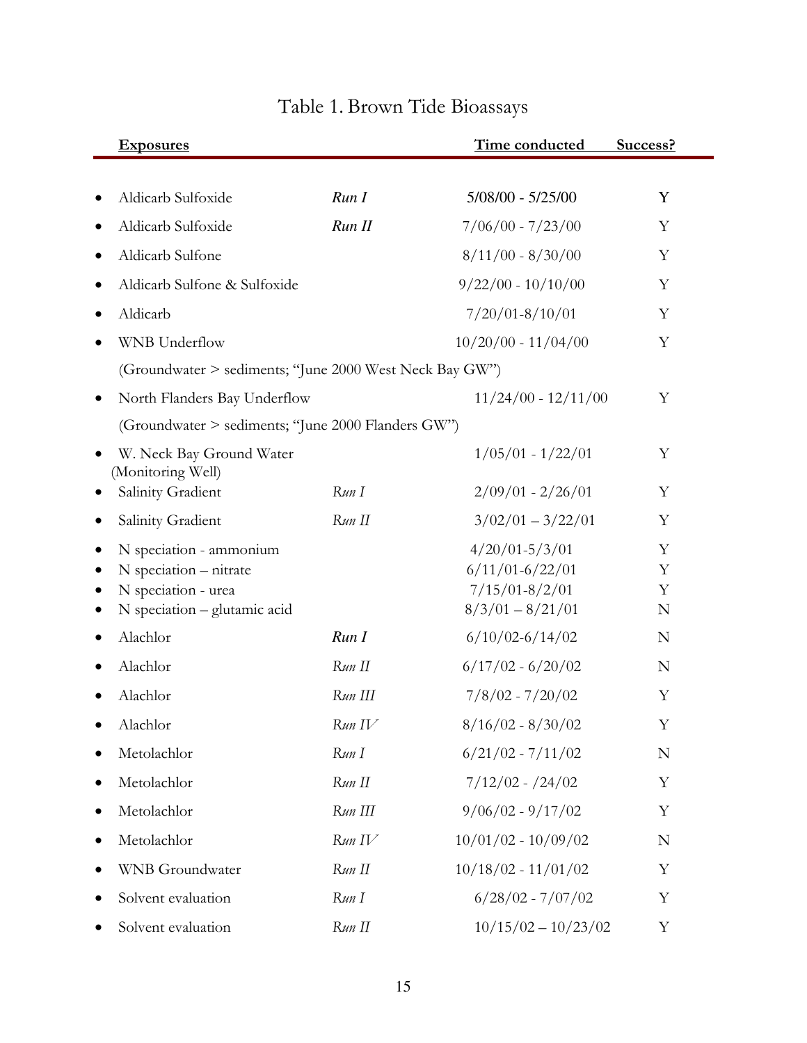# Table 1. Brown Tide Bioassays

| Exposures | | Time conducted | Success? |
|---|---|---|---|
| Aldicarb Sulfoxide | *Run I* | 5/08/00 - 5/25/00 | Y |
| Aldicarb Sulfoxide | *Run II* | 7/06/00 - 7/23/00 | Y |
| Aldicarb Sulfone | | 8/11/00 - 8/30/00 | Y |
| Aldicarb Sulfone & Sulfoxide | | 9/22/00 - 10/10/00 | Y |
| Aldicarb | | 7/20/01-8/10/01 | Y |
| WNB Underflow (Groundwater > sediments; "June 2000 West Neck Bay GW") | | 10/20/00 - 11/04/00 | Y |
| North Flanders Bay Underflow (Groundwater > sediments; "June 2000 Flanders GW") | | 11/24/00 - 12/11/00 | Y |
| W. Neck Bay Ground Water (Monitoring Well) | | 1/05/01 - 1/22/01 | Y |
| Salinity Gradient | *Run I* | 2/09/01 - 2/26/01 | Y |
| Salinity Gradient | *Run II* | 3/02/01 – 3/22/01 | Y |
| N speciation - ammonium | | 4/20/01-5/3/01 | Y |
| N speciation – nitrate | | 6/11/01-6/22/01 | Y |
| N speciation - urea | | 7/15/01-8/2/01 | Y |
| N speciation – glutamic acid | | 8/3/01 – 8/21/01 | N |
| Alachlor | *Run I* | 6/10/02-6/14/02 | N |
| Alachlor | *Run II* | 6/17/02 - 6/20/02 | N |
| Alachlor | *Run III* | 7/8/02 - 7/20/02 | Y |
| Alachlor | *Run IV* | 8/16/02 - 8/30/02 | Y |
| Metolachlor | *Run I* | 6/21/02 - 7/11/02 | N |
| Metolachlor | *Run II* | 7/12/02 - /24/02 | Y |
| Metolachlor | *Run III* | 9/06/02 - 9/17/02 | Y |
| Metolachlor | *Run IV* | 10/01/02 - 10/09/02 | N |
| WNB Groundwater | *Run II* | 10/18/02 - 11/01/02 | Y |
| Solvent evaluation | *Run I* | 6/28/02 - 7/07/02 | Y |
| Solvent evaluation | *Run II* | 10/15/02 – 10/23/02 | Y |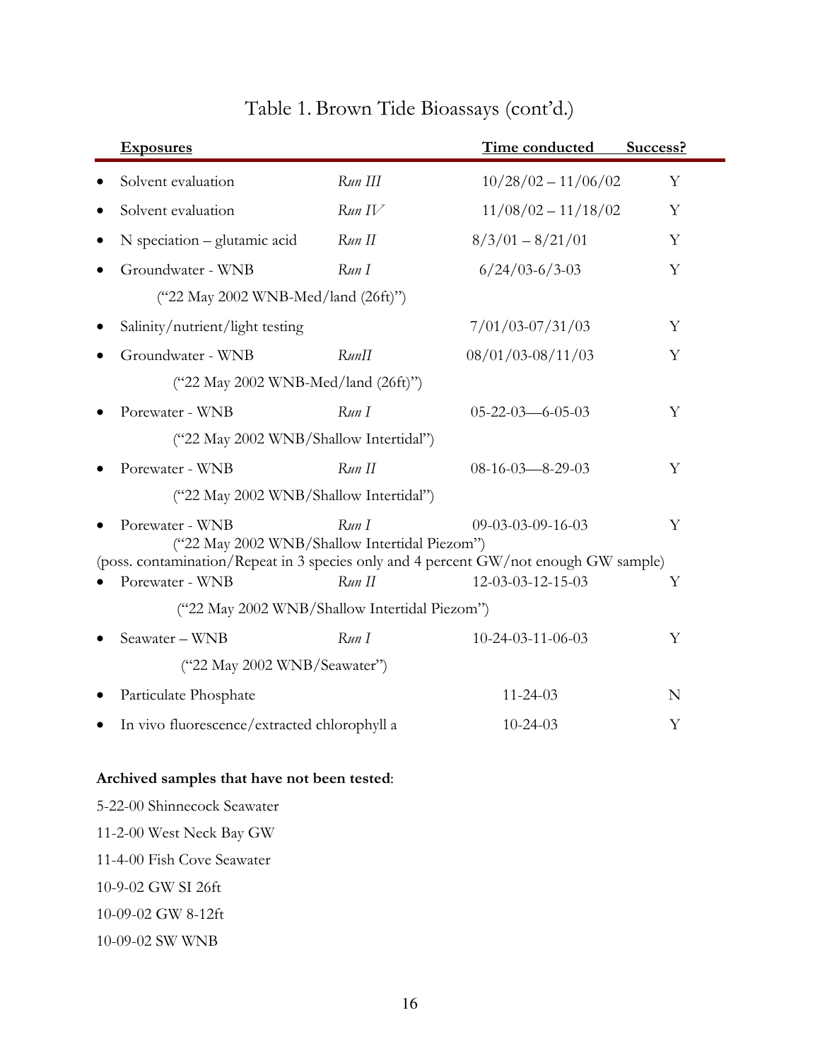# Table 1. Brown Tide Bioassays (cont'd.)

| Exposures | | Time conducted | Success? |
|---|---|---|---|
| • Solvent evaluation | *Run III* | 10/28/02 – 11/06/02 | Y |
| • Solvent evaluation | *Run IV* | 11/08/02 – 11/18/02 | Y |
| • N speciation – glutamic acid | *Run II* | 8/3/01 – 8/21/01 | Y |
| • Groundwater - WNB ("22 May 2002 WNB-Med/land (26ft)") | *Run I* | 6/24/03-6/3-03 | Y |
| • Salinity/nutrient/light testing | | 7/01/03-07/31/03 | Y |
| • Groundwater - WNB ("22 May 2002 WNB-Med/land (26ft)") | *RunII* | 08/01/03-08/11/03 | Y |
| • Porewater - WNB ("22 May 2002 WNB/Shallow Intertidal") | *Run I* | 05-22-03—6-05-03 | Y |
| • Porewater - WNB ("22 May 2002 WNB/Shallow Intertidal") | *Run II* | 08-16-03—8-29-03 | Y |
| • Porewater - WNB ("22 May 2002 WNB/Shallow Intertidal Piezom") (poss. contamination/Repeat in 3 species only and 4 percent GW/not enough GW sample) | *Run I* | 09-03-03-09-16-03 | Y |
| • Porewater - WNB ("22 May 2002 WNB/Shallow Intertidal Piezom") | *Run II* | 12-03-03-12-15-03 | Y |
| • Seawater – WNB ("22 May 2002 WNB/Seawater") | *Run I* | 10-24-03-11-06-03 | Y |
| • Particulate Phosphate | | 11-24-03 | N |
| • In vivo fluorescence/extracted chlorophyll a | | 10-24-03 | Y |

**Archived samples that have not been tested**:

5-22-00 Shinnecock Seawater

11-2-00 West Neck Bay GW

11-4-00 Fish Cove Seawater

10-9-02 GW SI 26ft

10-09-02 GW 8-12ft

10-09-02 SW WNB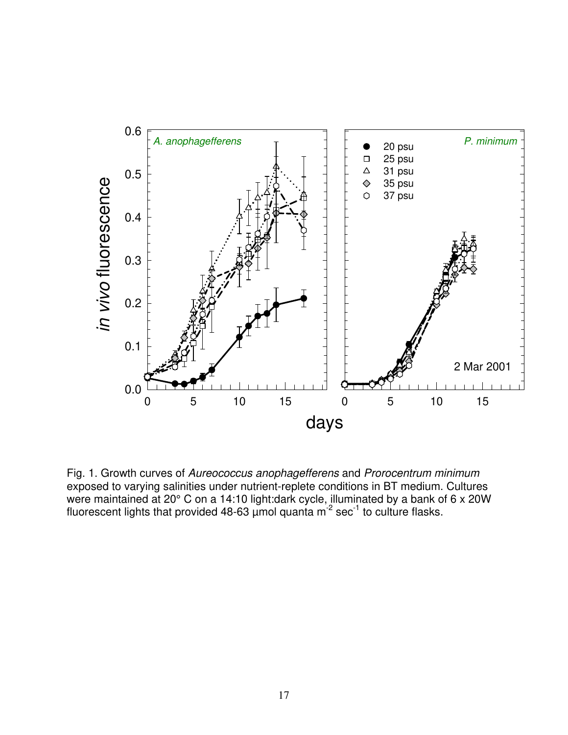Fig. 1. Growth curves of *Aureococcus anophagefferens* and *Prorocentrum minimum* exposed to varying salinities under nutrient-replete conditions in BT medium. Cultures were maintained at 20° C on a 14:10 light:dark cycle, illuminated by a bank of 6 x 20W fluorescent lights that provided 48-63 µmol quanta $m^{-2}$ $sec^{-1}$ to culture flasks.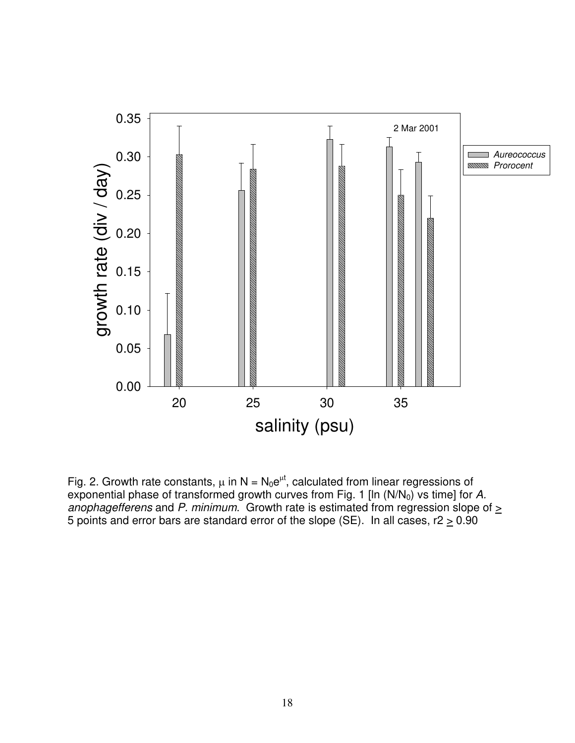Fig. 2. Growth rate constants, $\mu$ in $N = N_0e^{\mu t}$, calculated from linear regressions of exponential phase of transformed growth curves from Fig. 1 [ln $(N/N_0)$ vs time] for *A. anophagefferens* and *P. minimum*. Growth rate is estimated from regression slope of $\geq$ 5 points and error bars are standard error of the slope (SE). In all cases, $r2 \geq 0.90$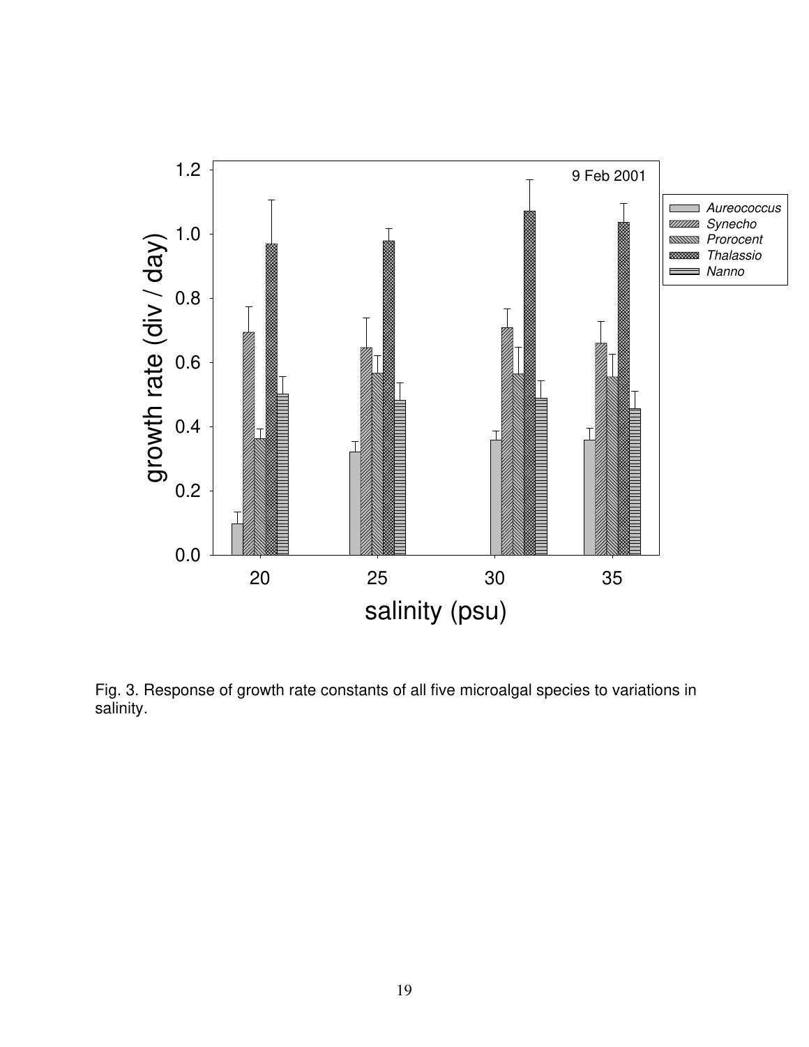Fig. 3. Response of growth rate constants of all five microalgal species to variations in salinity.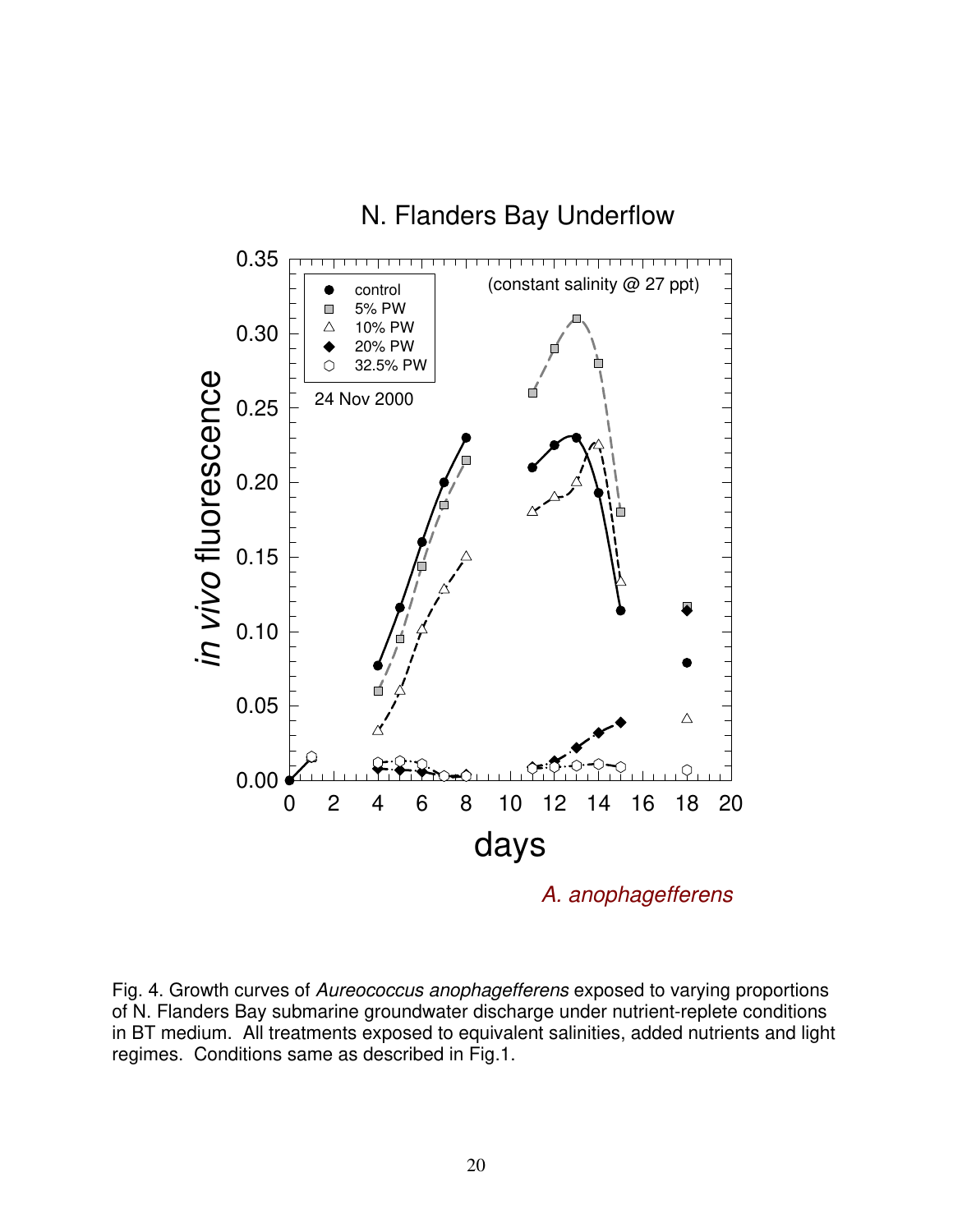N. Flanders Bay Underflow

(constant salinity @ 27 ppt)

24 Nov 2000

control, 5% PW, 10% PW, 20% PW, 32.5% PW

*in vivo* fluorescence

days

*A. anophagefferens*

Fig. 4. Growth curves of *Aureococcus anophagefferens* exposed to varying proportions of N. Flanders Bay submarine groundwater discharge under nutrient-replete conditions in BT medium. All treatments exposed to equivalent salinities, added nutrients and light regimes. Conditions same as described in Fig.1.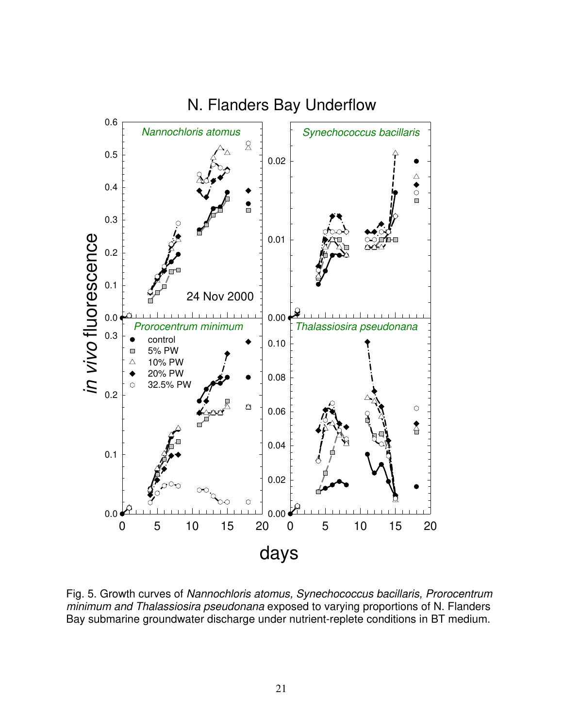Fig. 5. Growth curves of *Nannochloris atomus, Synechococcus bacillaris, Prorocentrum minimum and Thalassiosira pseudonana* exposed to varying proportions of N. Flanders Bay submarine groundwater discharge under nutrient-replete conditions in BT medium.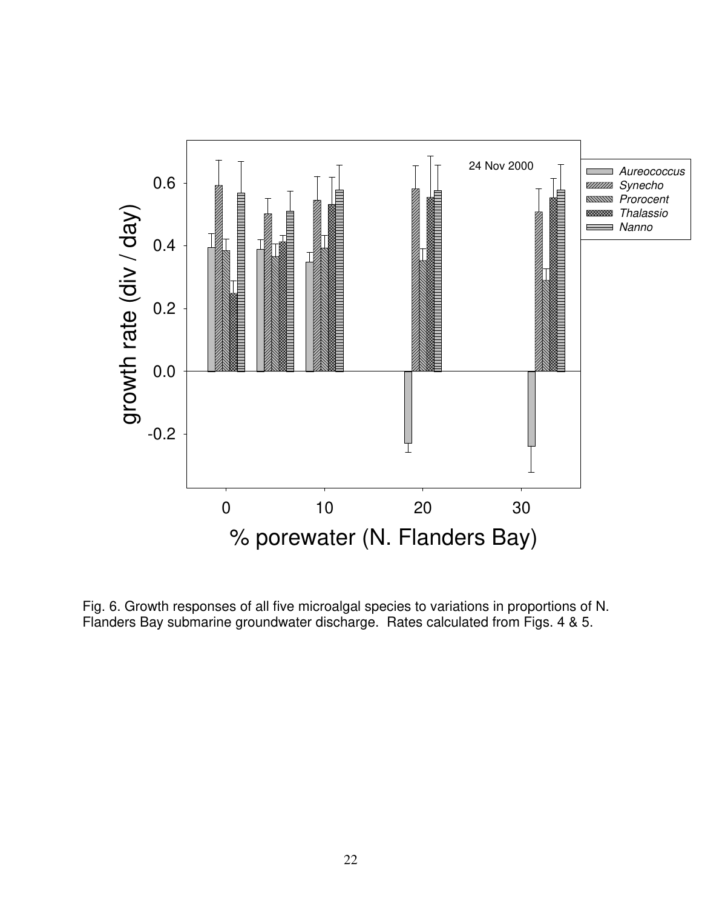Fig. 6. Growth responses of all five microalgal species to variations in proportions of N. Flanders Bay submarine groundwater discharge. Rates calculated from Figs. 4 & 5.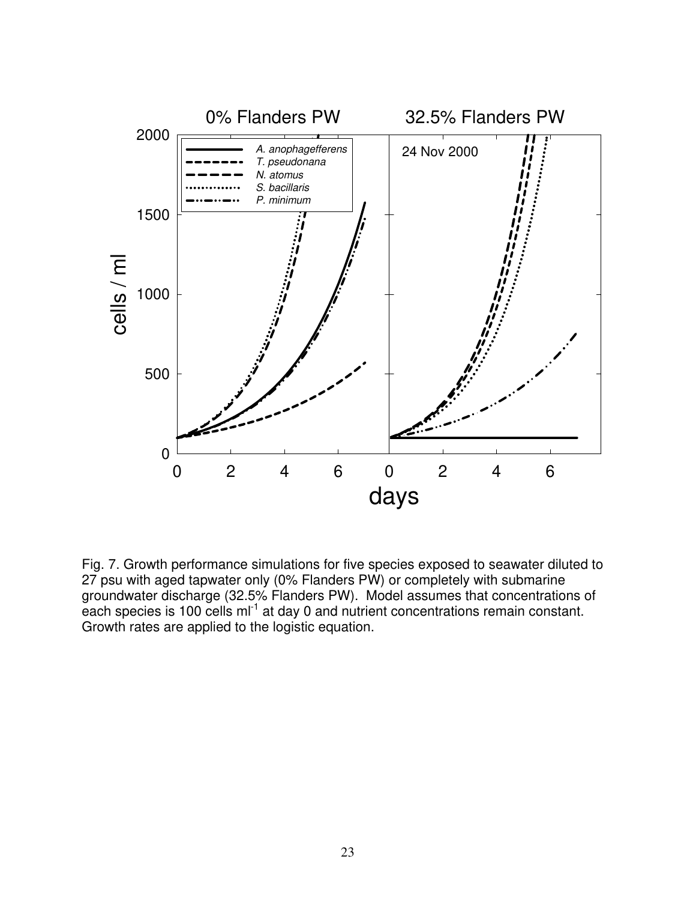Fig. 7. Growth performance simulations for five species exposed to seawater diluted to 27 psu with aged tapwater only (0% Flanders PW) or completely with submarine groundwater discharge (32.5% Flanders PW). Model assumes that concentrations of each species is 100 cells $ml^{-1}$ at day 0 and nutrient concentrations remain constant. Growth rates are applied to the logistic equation.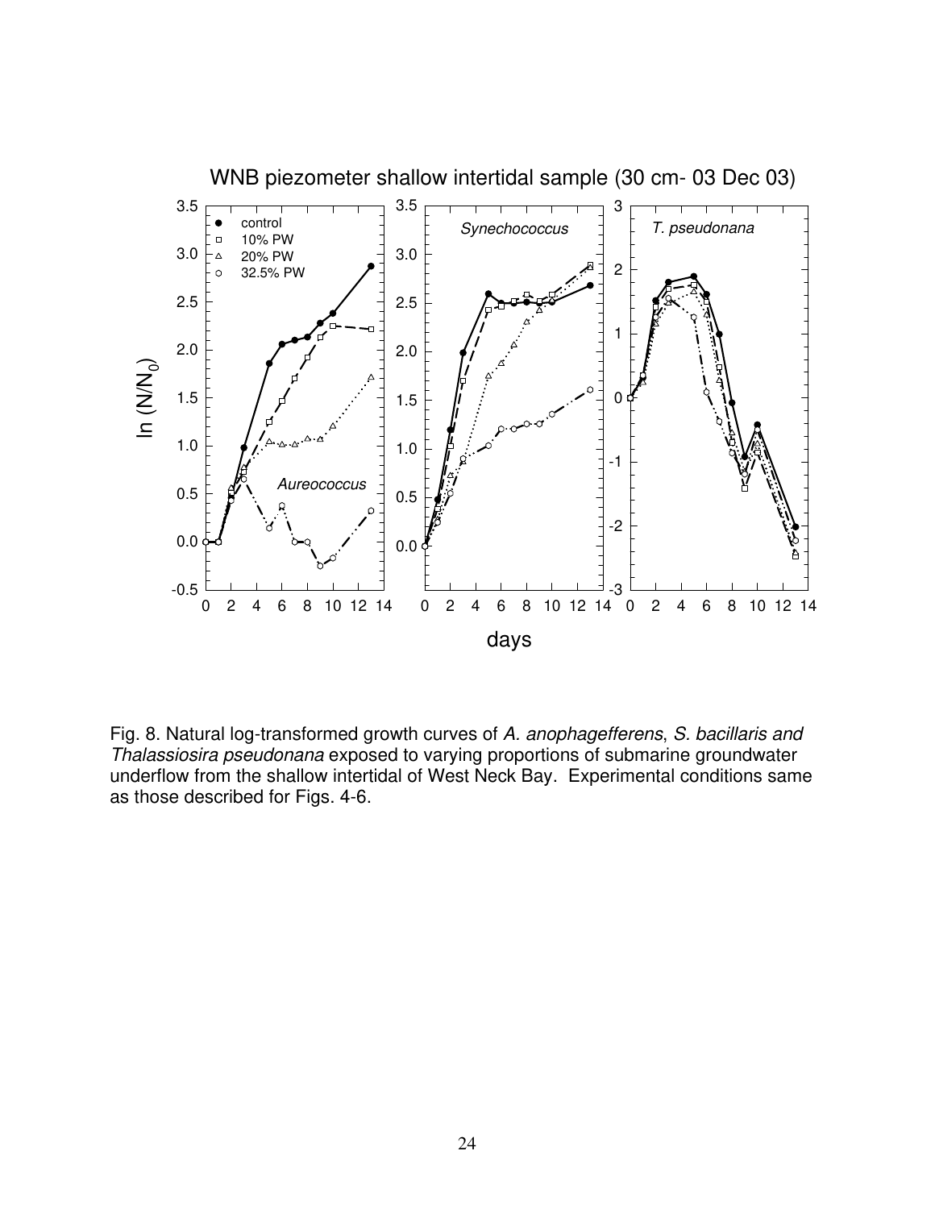WNB piezometer shallow intertidal sample (30 cm- 03 Dec 03)

Fig. 8. Natural log-transformed growth curves of *A. anophagefferens*, *S. bacillaris and Thalassiosira pseudonana* exposed to varying proportions of submarine groundwater underflow from the shallow intertidal of West Neck Bay. Experimental conditions same as those described for Figs. 4-6.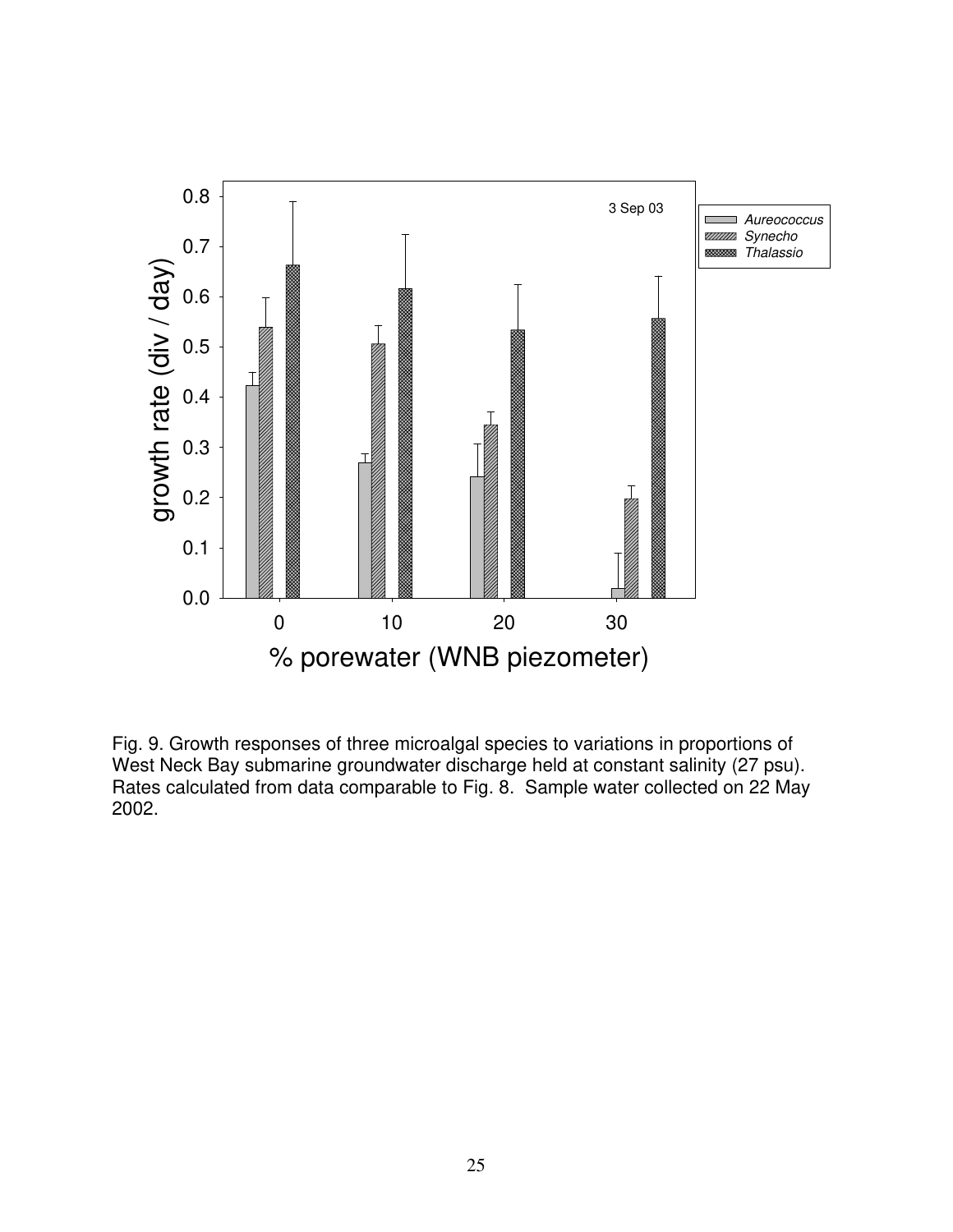Fig. 9. Growth responses of three microalgal species to variations in proportions of West Neck Bay submarine groundwater discharge held at constant salinity (27 psu). Rates calculated from data comparable to Fig. 8. Sample water collected on 22 May 2002.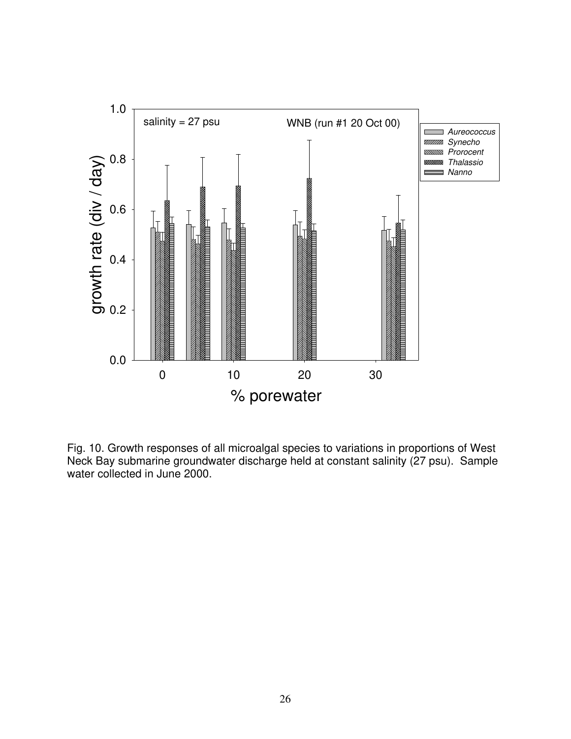Fig. 10. Growth responses of all microalgal species to variations in proportions of West Neck Bay submarine groundwater discharge held at constant salinity (27 psu). Sample water collected in June 2000.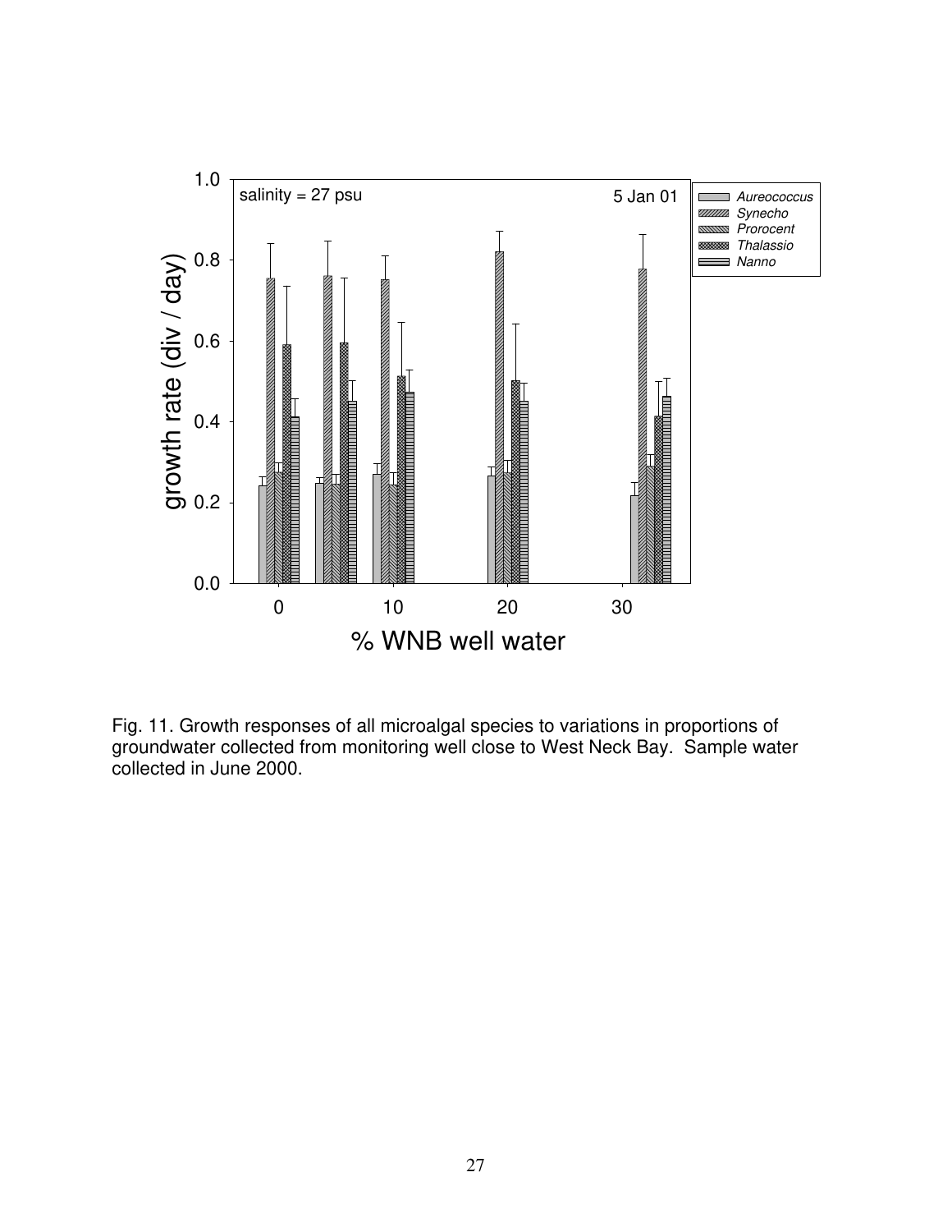Fig. 11. Growth responses of all microalgal species to variations in proportions of groundwater collected from monitoring well close to West Neck Bay. Sample water collected in June 2000.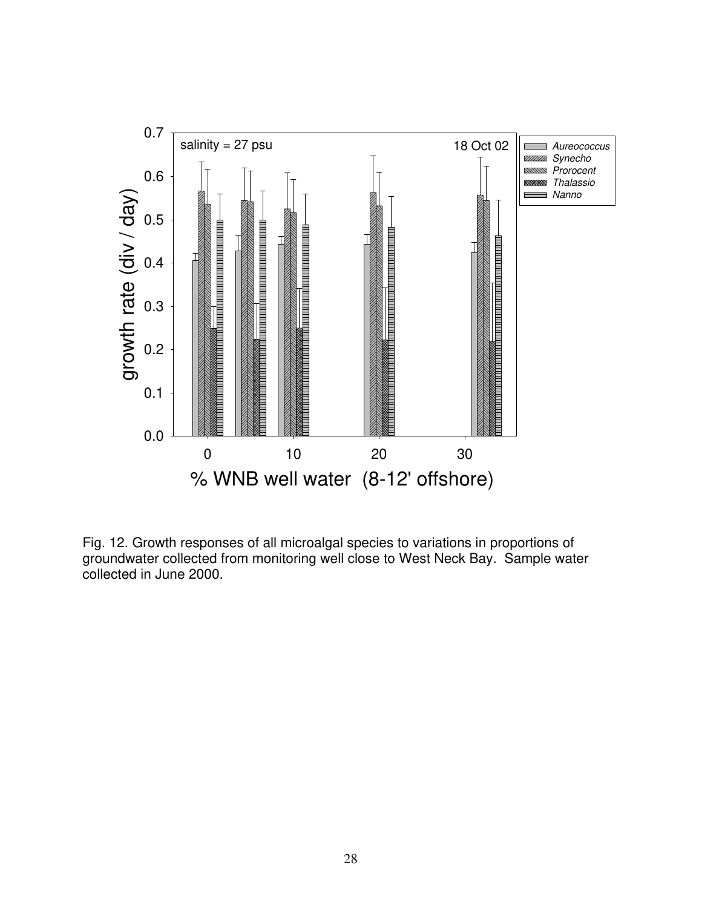Fig. 12. Growth responses of all microalgal species to variations in proportions of groundwater collected from monitoring well close to West Neck Bay. Sample water collected in June 2000.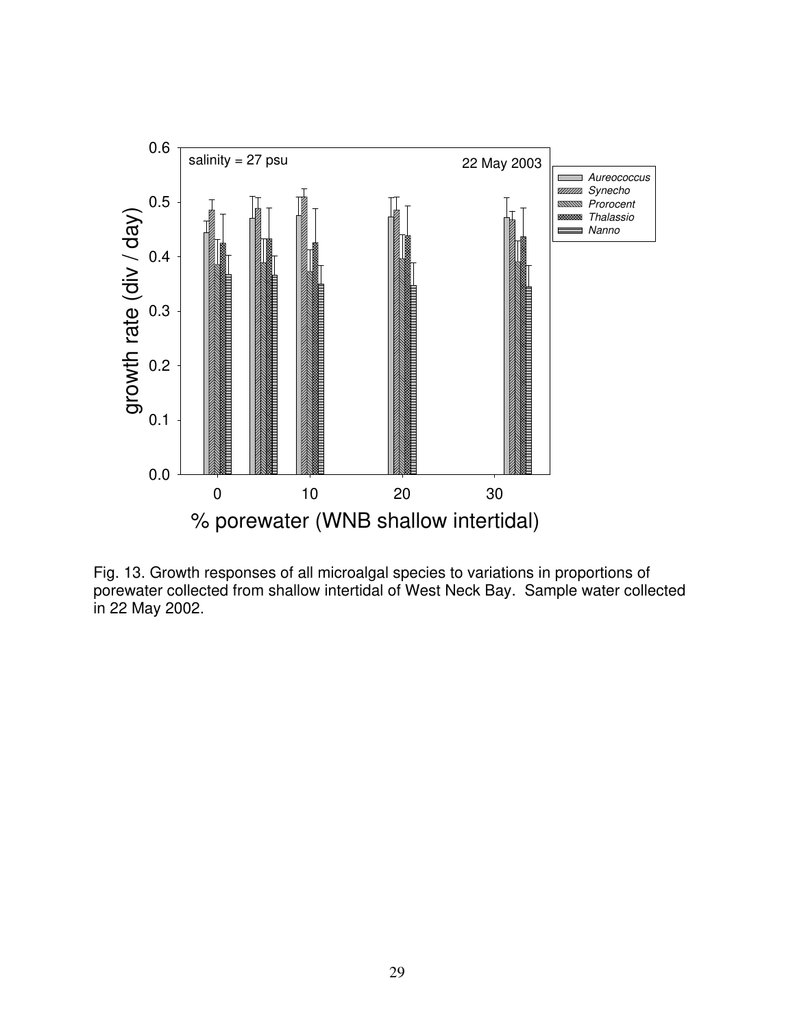Fig. 13. Growth responses of all microalgal species to variations in proportions of porewater collected from shallow intertidal of West Neck Bay. Sample water collected in 22 May 2002.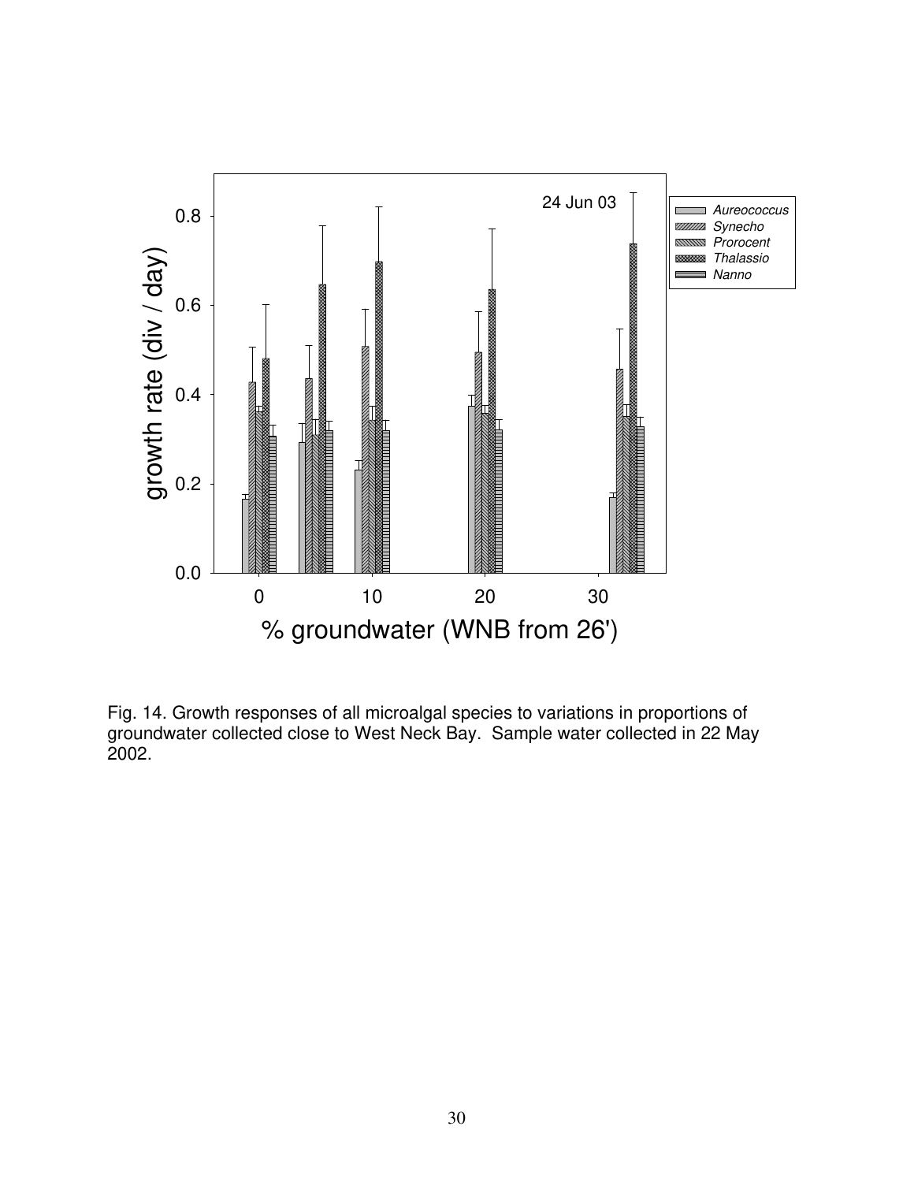Fig. 14. Growth responses of all microalgal species to variations in proportions of groundwater collected close to West Neck Bay. Sample water collected in 22 May 2002.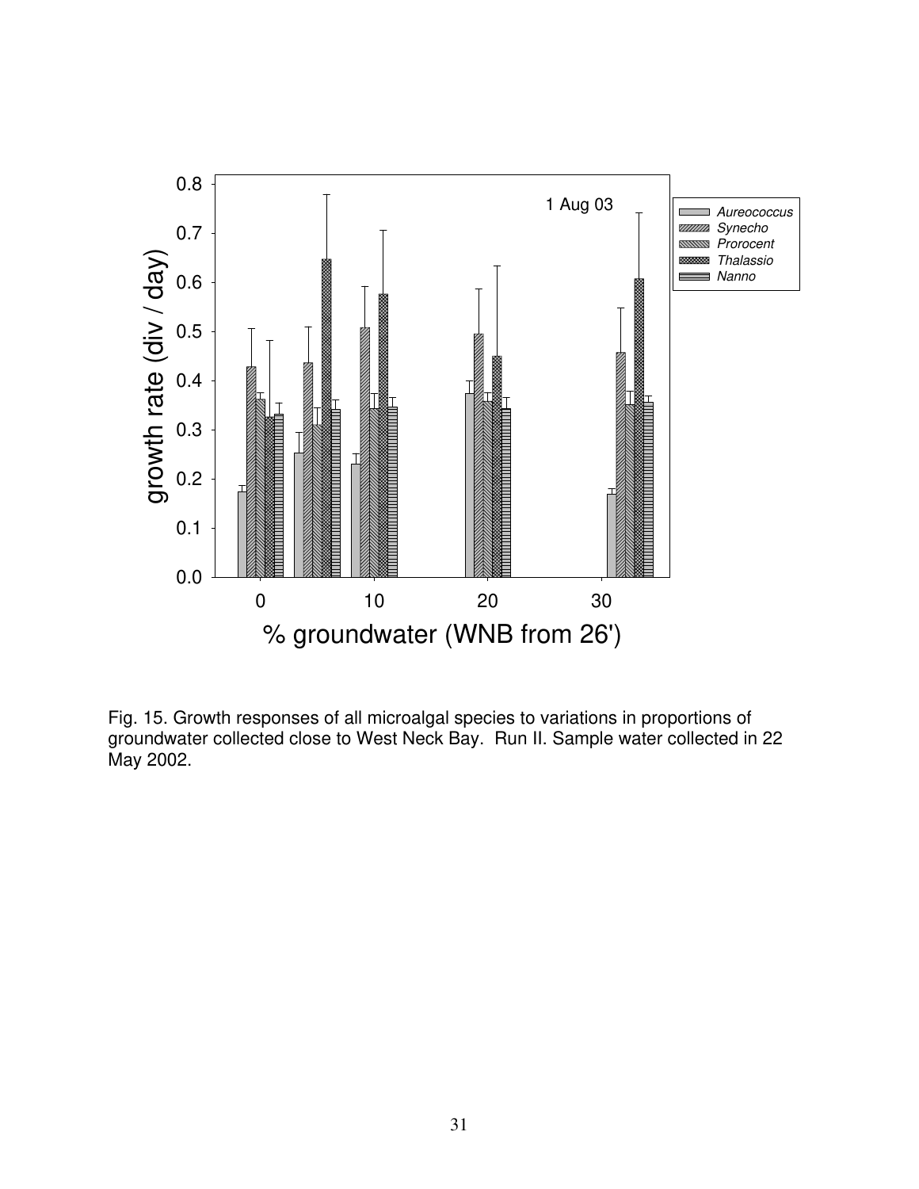Fig. 15. Growth responses of all microalgal species to variations in proportions of groundwater collected close to West Neck Bay. Run II. Sample water collected in 22 May 2002.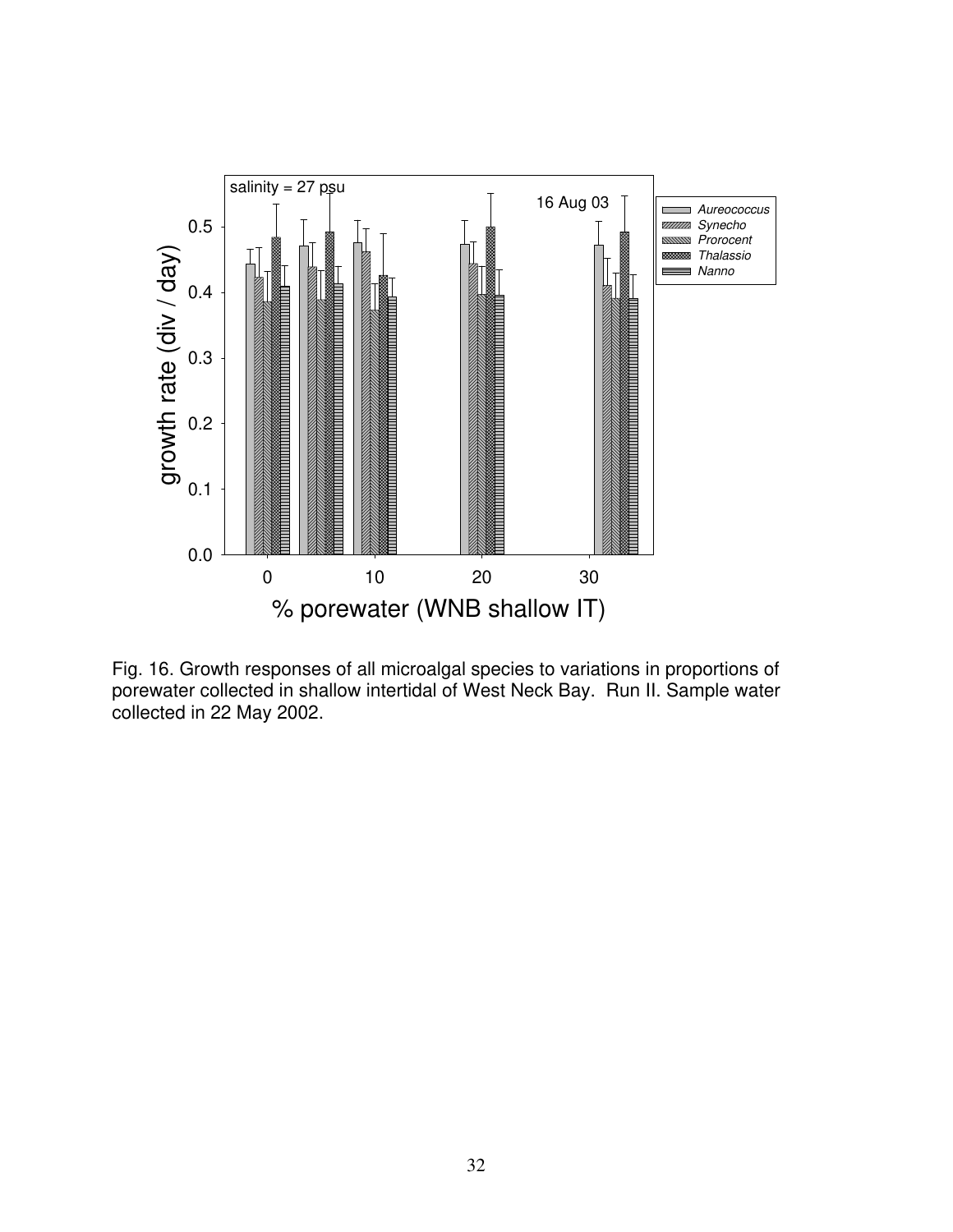Fig. 16. Growth responses of all microalgal species to variations in proportions of porewater collected in shallow intertidal of West Neck Bay. Run II. Sample water collected in 22 May 2002.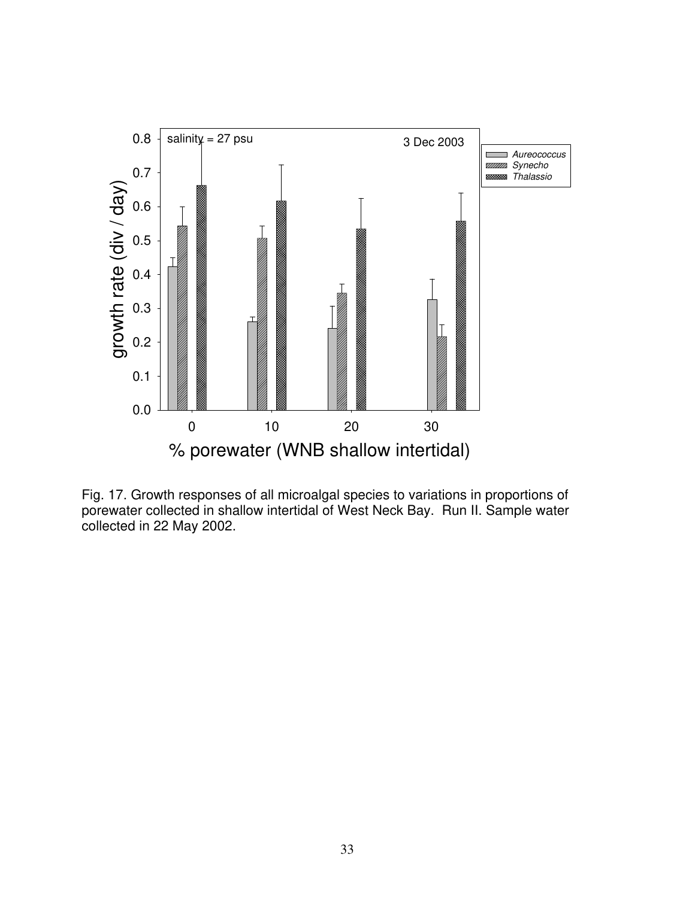Fig. 17. Growth responses of all microalgal species to variations in proportions of porewater collected in shallow intertidal of West Neck Bay. Run II. Sample water collected in 22 May 2002.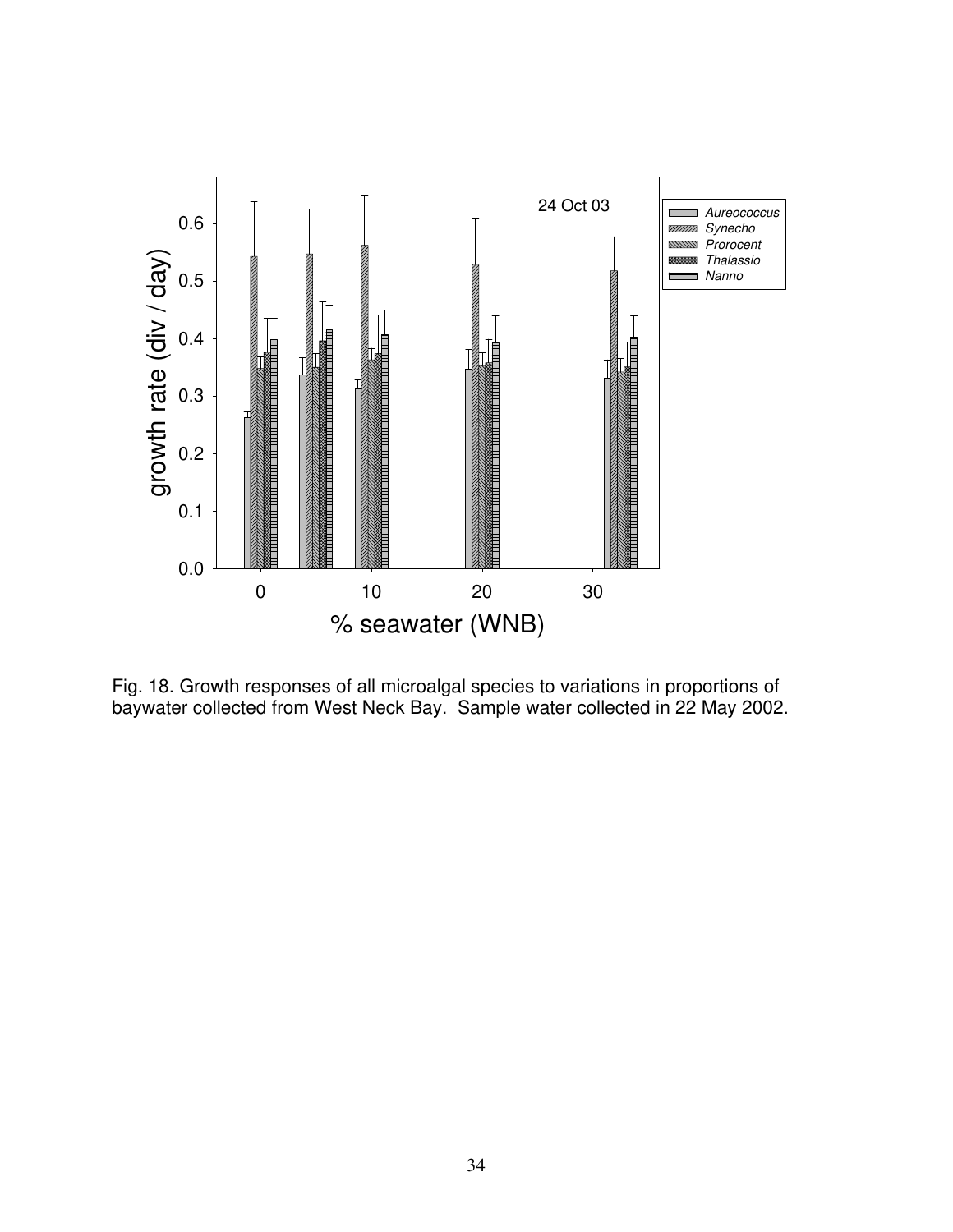Fig. 18. Growth responses of all microalgal species to variations in proportions of baywater collected from West Neck Bay. Sample water collected in 22 May 2002.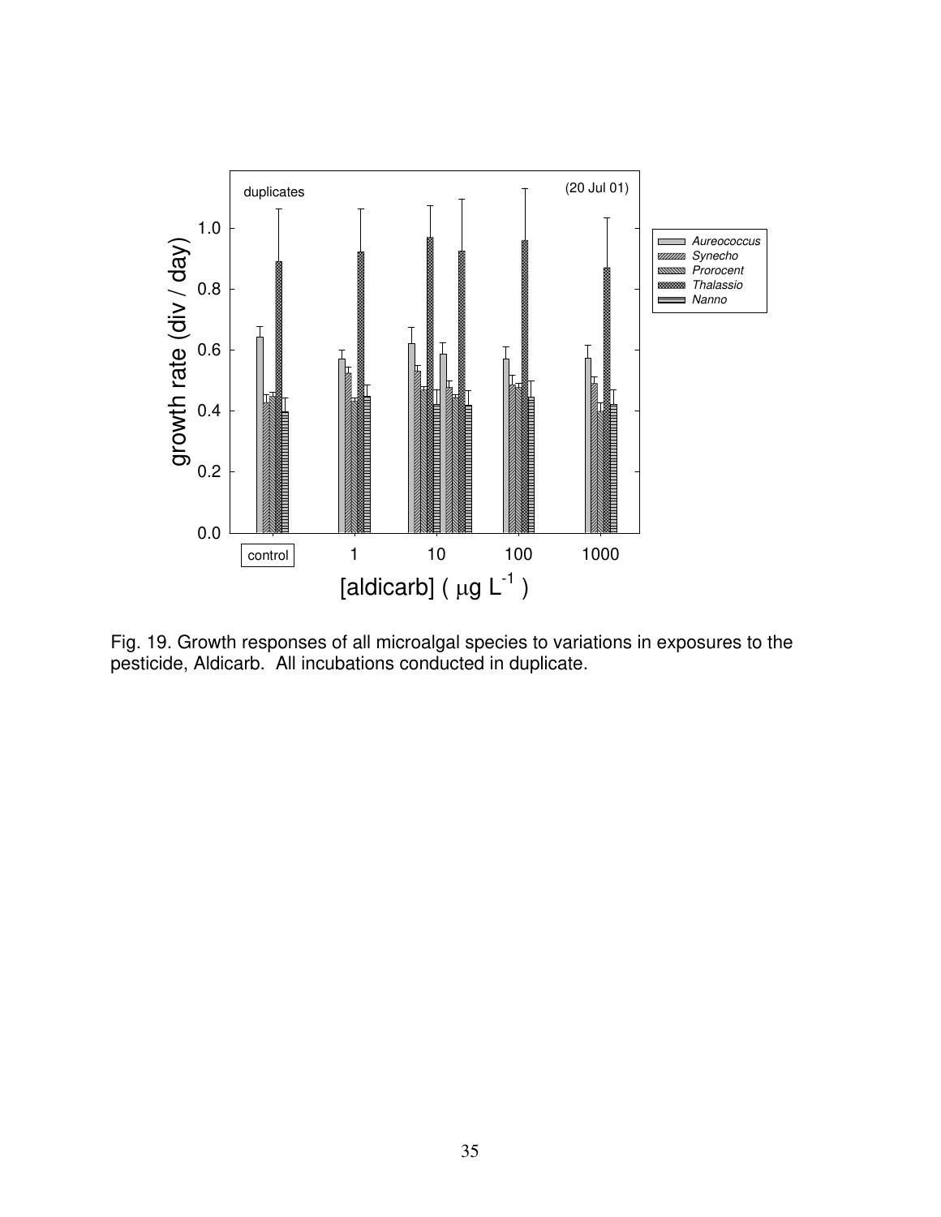Fig. 19. Growth responses of all microalgal species to variations in exposures to the pesticide, Aldicarb. All incubations conducted in duplicate.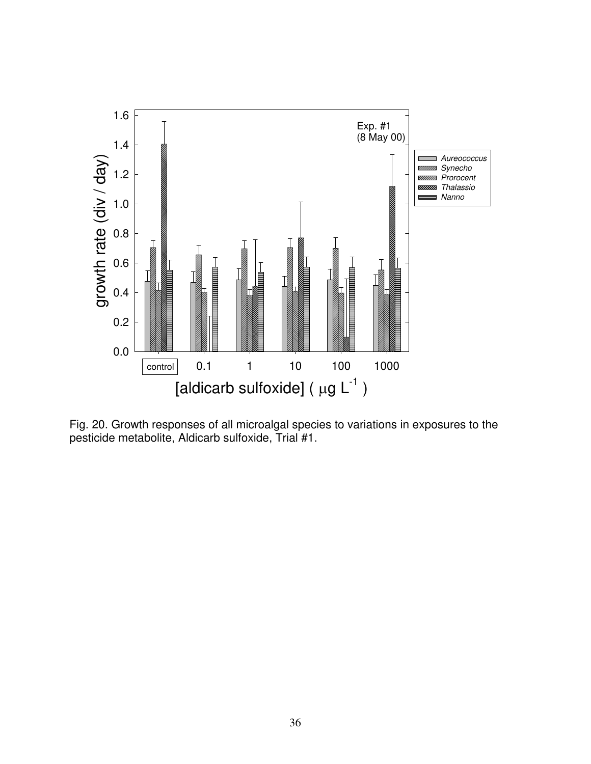Fig. 20. Growth responses of all microalgal species to variations in exposures to the pesticide metabolite, Aldicarb sulfoxide, Trial #1.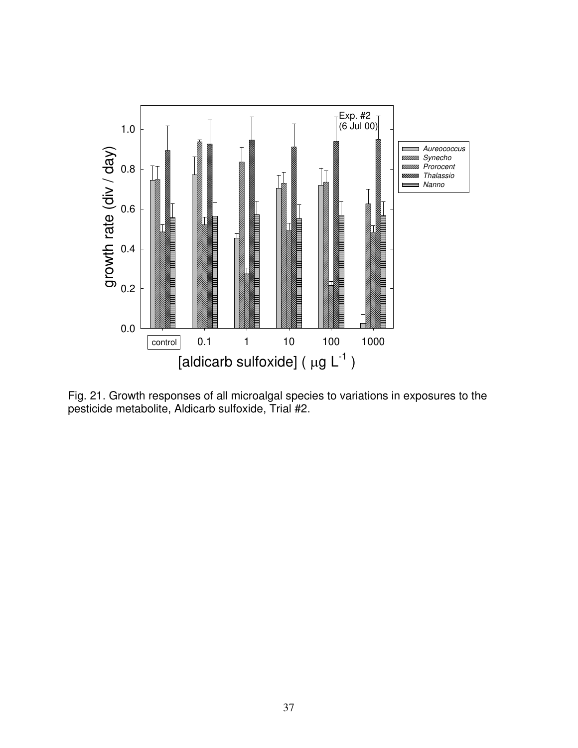Fig. 21. Growth responses of all microalgal species to variations in exposures to the pesticide metabolite, Aldicarb sulfoxide, Trial #2.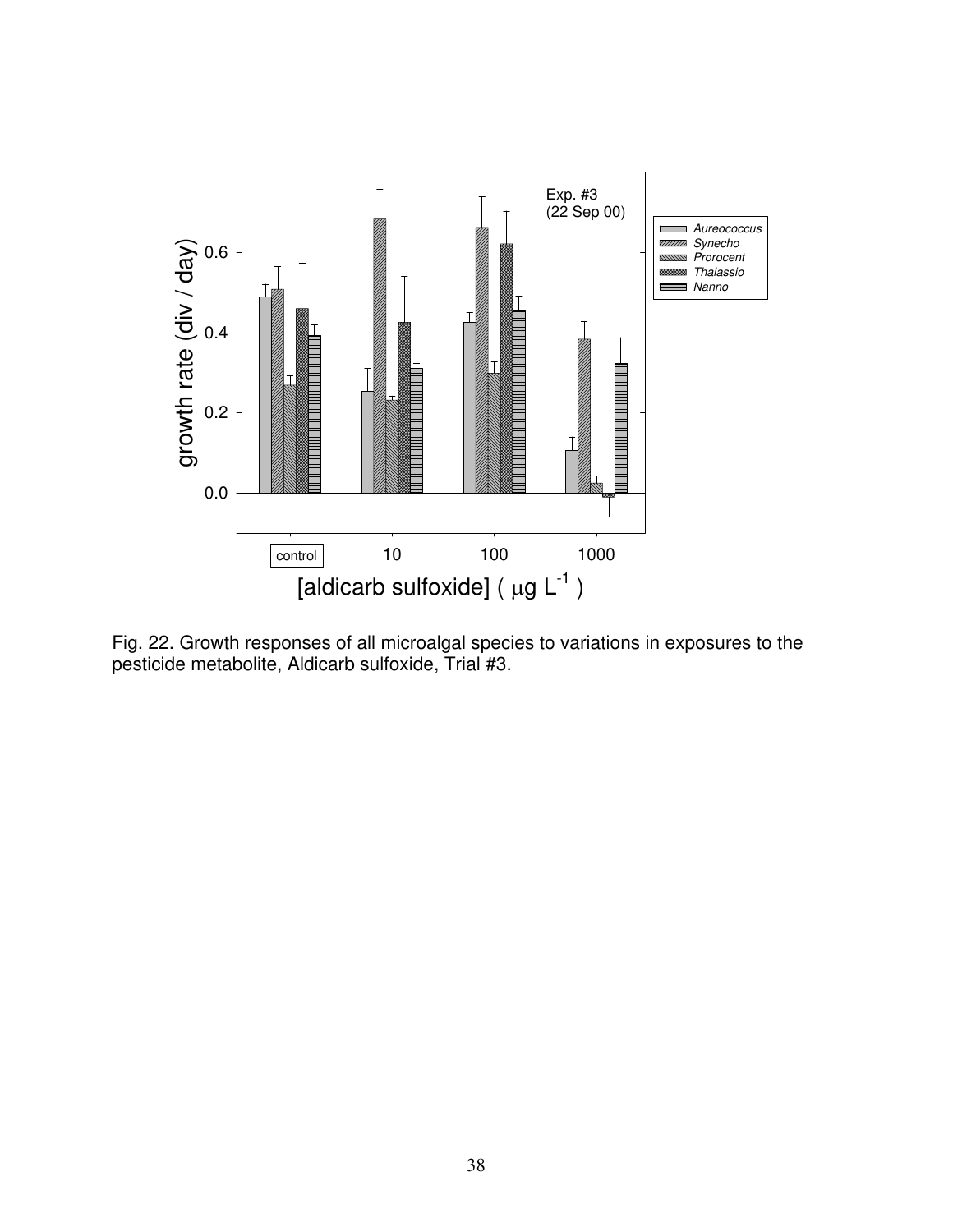Fig. 22. Growth responses of all microalgal species to variations in exposures to the pesticide metabolite, Aldicarb sulfoxide, Trial #3.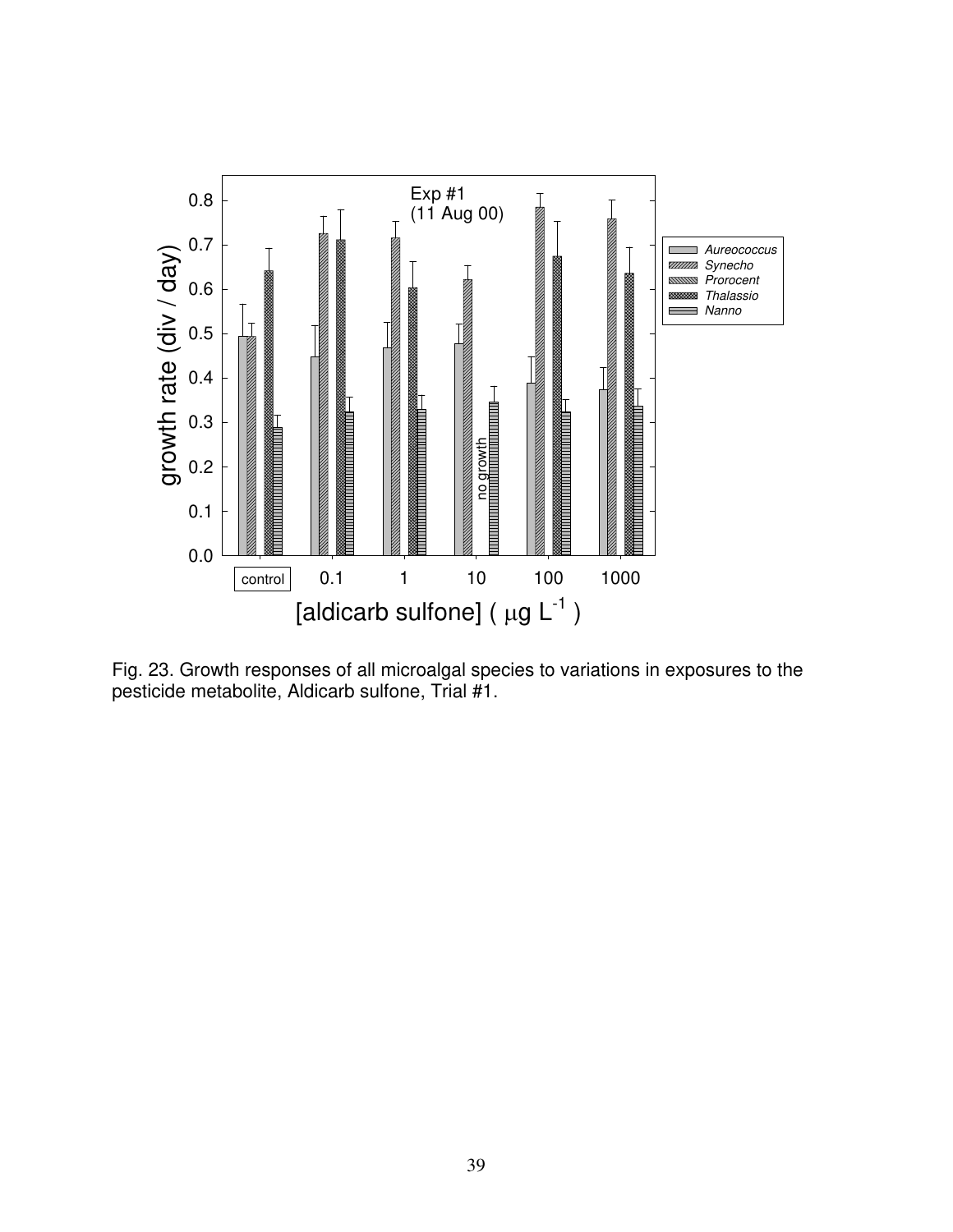Fig. 23. Growth responses of all microalgal species to variations in exposures to the pesticide metabolite, Aldicarb sulfone, Trial #1.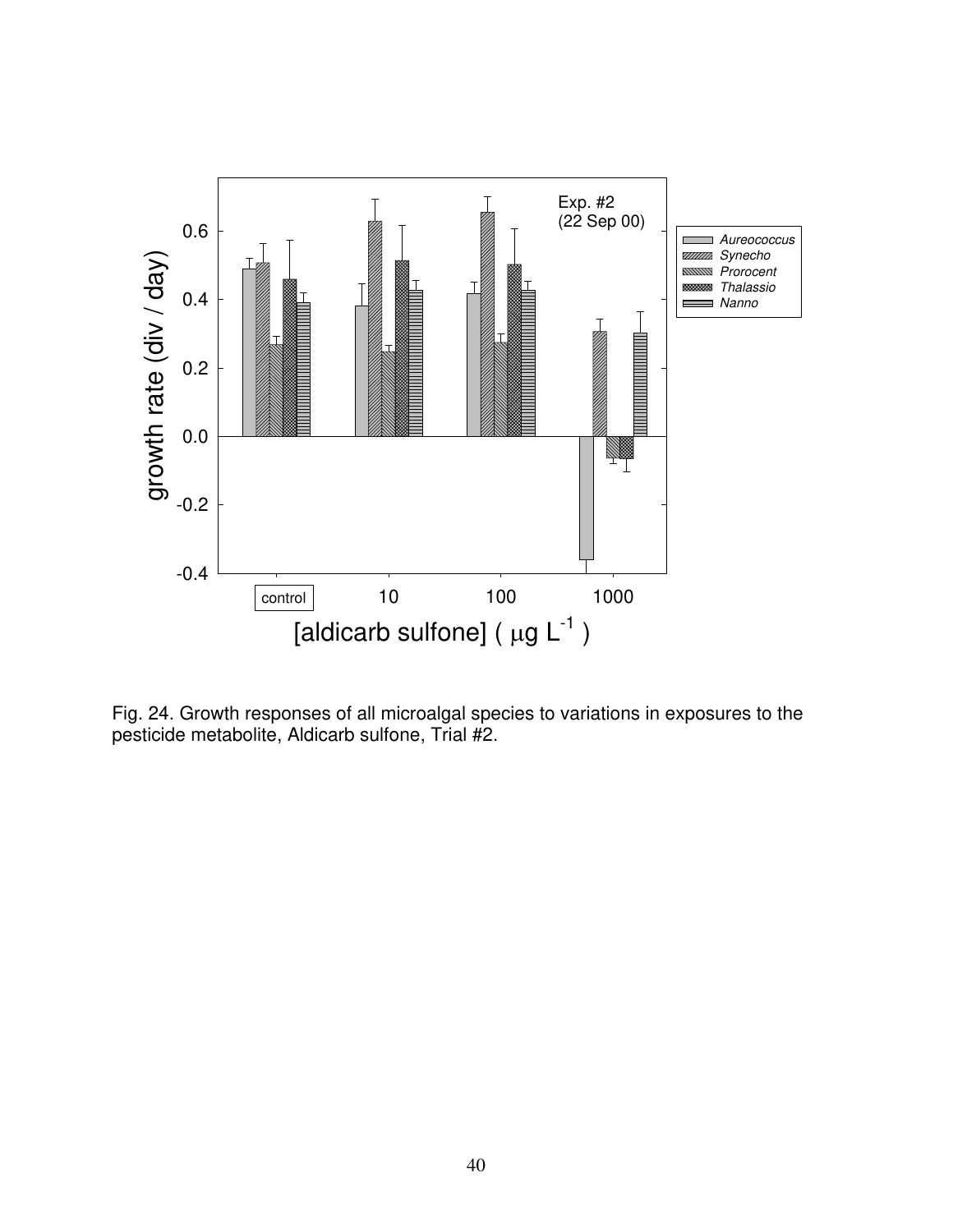Fig. 24. Growth responses of all microalgal species to variations in exposures to the pesticide metabolite, Aldicarb sulfone, Trial #2.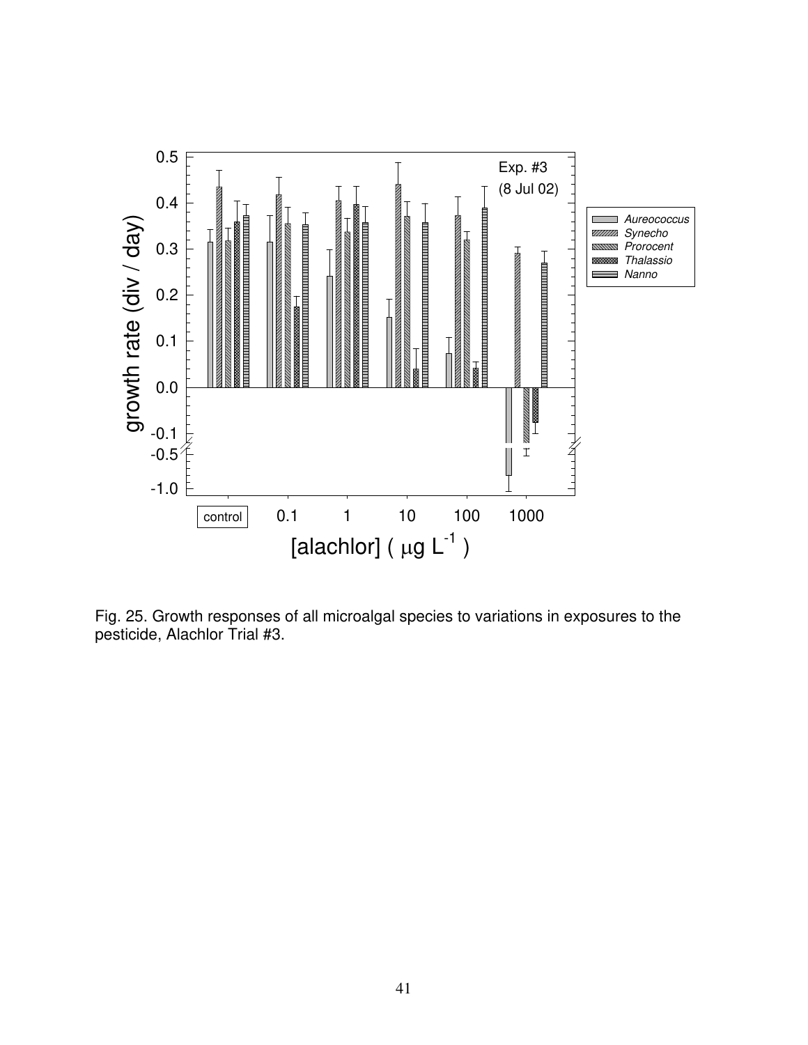Fig. 25. Growth responses of all microalgal species to variations in exposures to the pesticide, Alachlor Trial #3.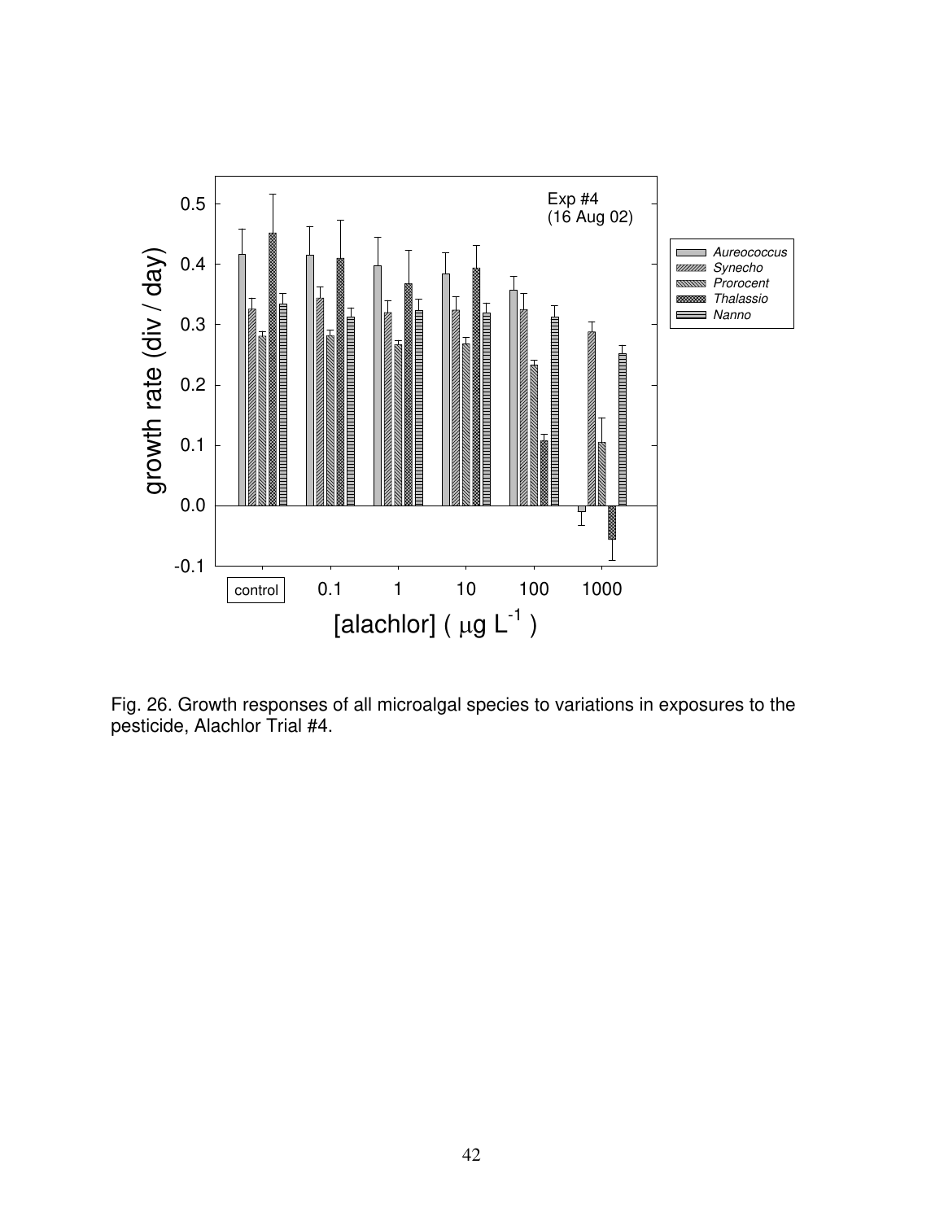Fig. 26. Growth responses of all microalgal species to variations in exposures to the pesticide, Alachlor Trial #4.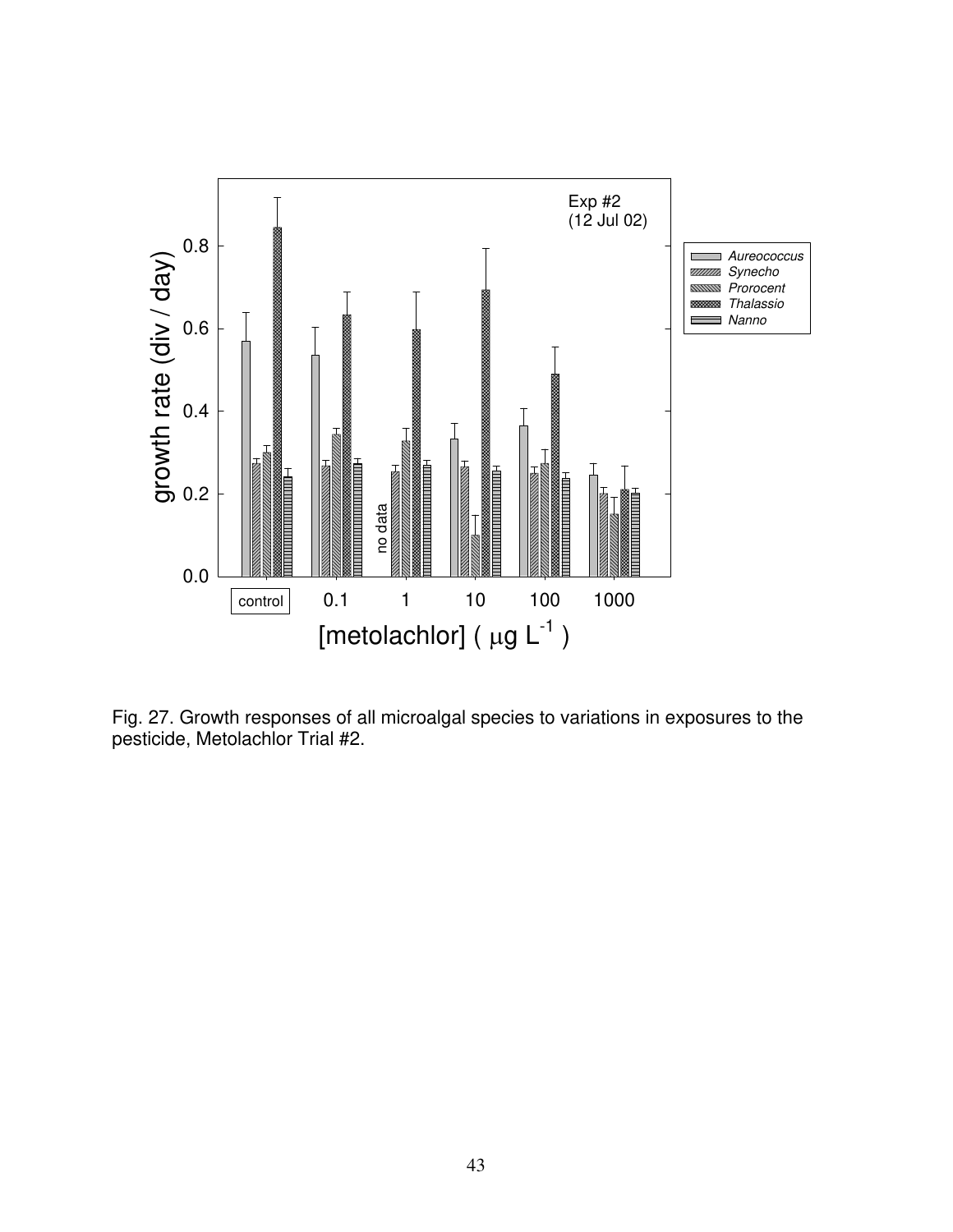Fig. 27. Growth responses of all microalgal species to variations in exposures to the pesticide, Metolachlor Trial #2.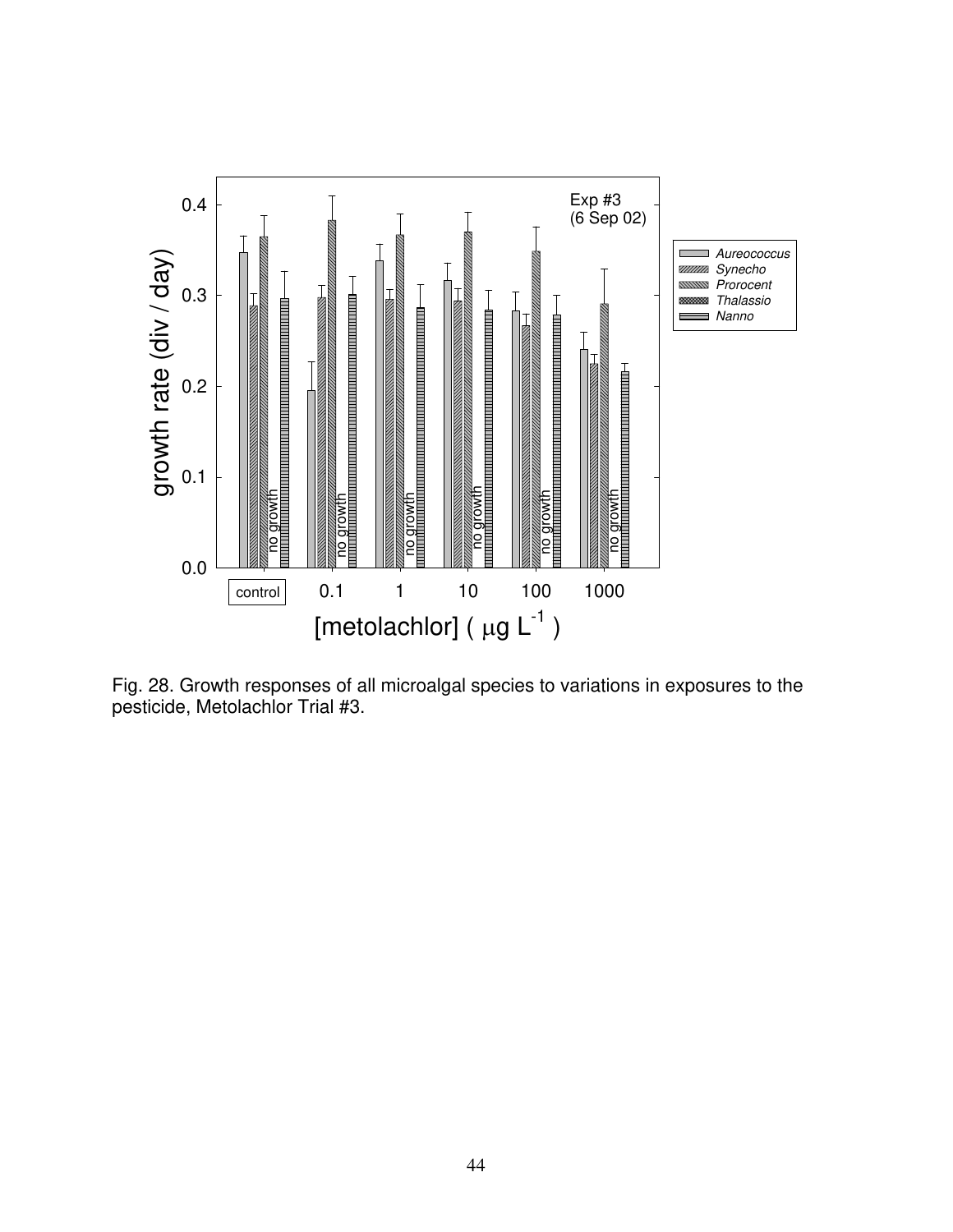Fig. 28. Growth responses of all microalgal species to variations in exposures to the pesticide, Metolachlor Trial #3.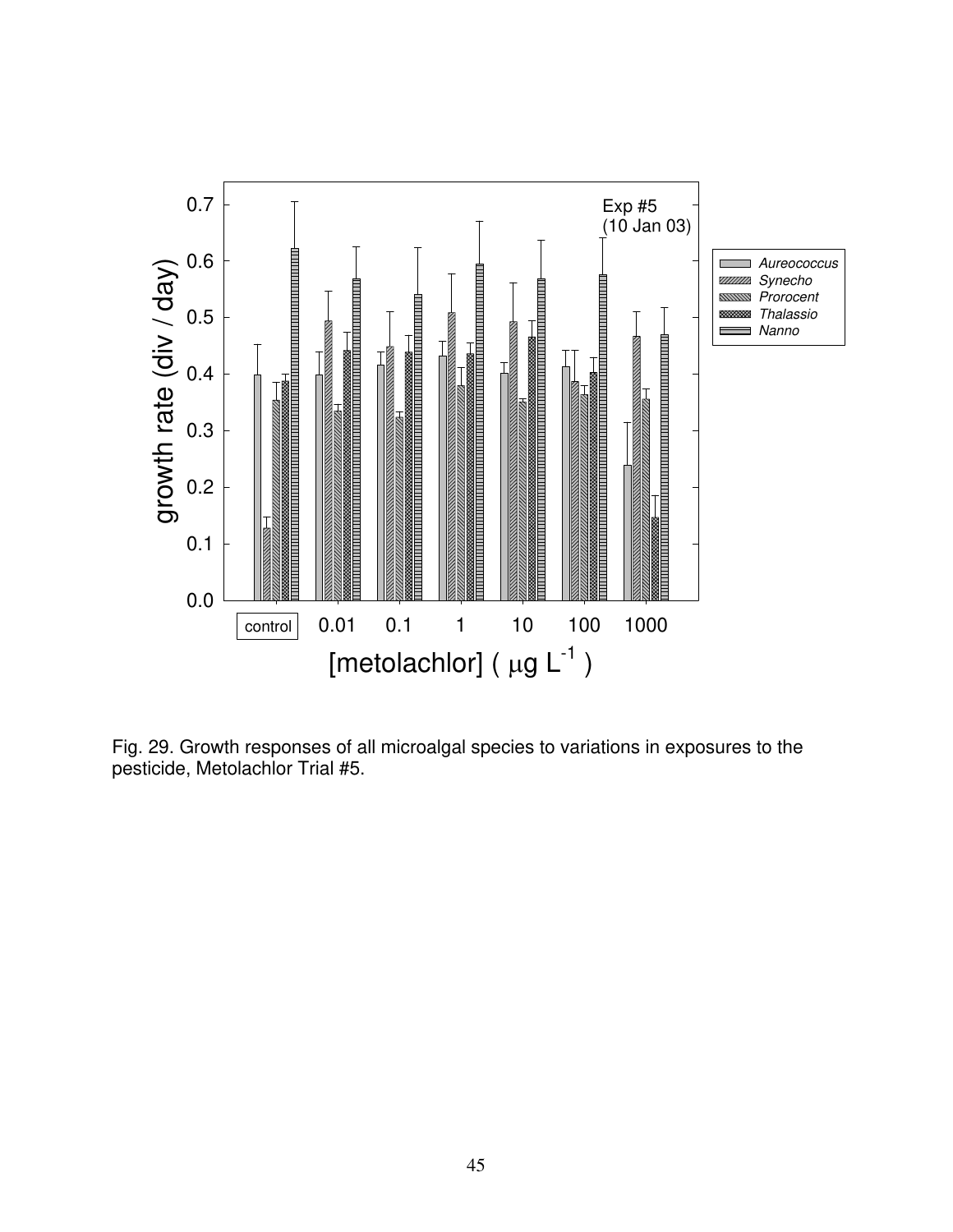Fig. 29. Growth responses of all microalgal species to variations in exposures to the pesticide, Metolachlor Trial #5.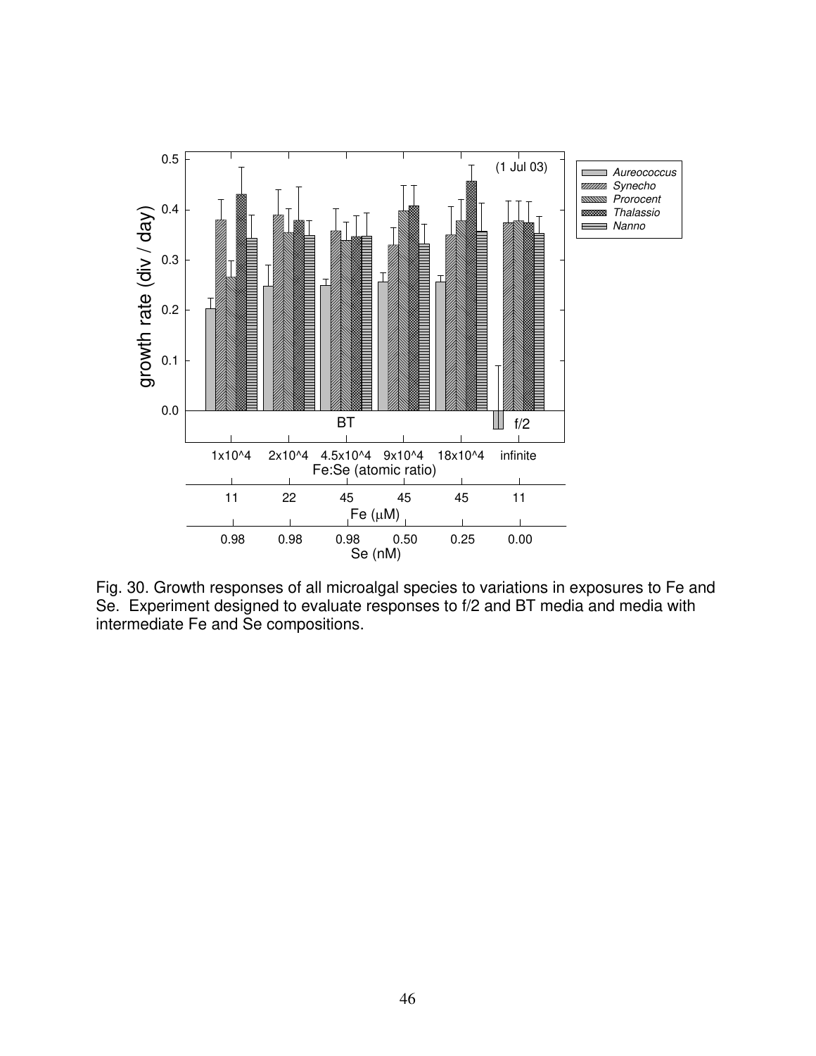Fig. 30. Growth responses of all microalgal species to variations in exposures to Fe and Se. Experiment designed to evaluate responses to f/2 and BT media and media with intermediate Fe and Se compositions.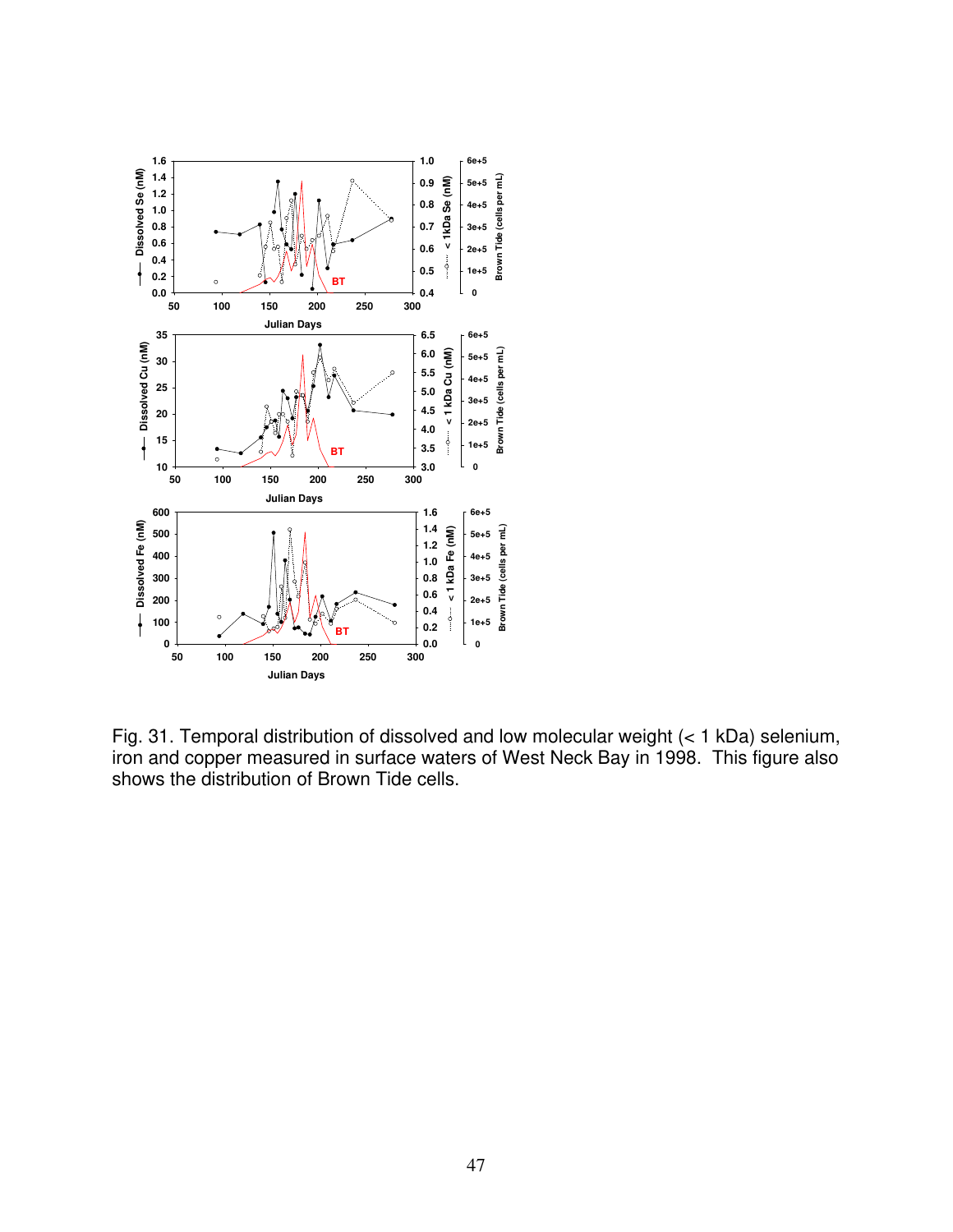Fig. 31. Temporal distribution of dissolved and low molecular weight (< 1 kDa) selenium, iron and copper measured in surface waters of West Neck Bay in 1998. This figure also shows the distribution of Brown Tide cells.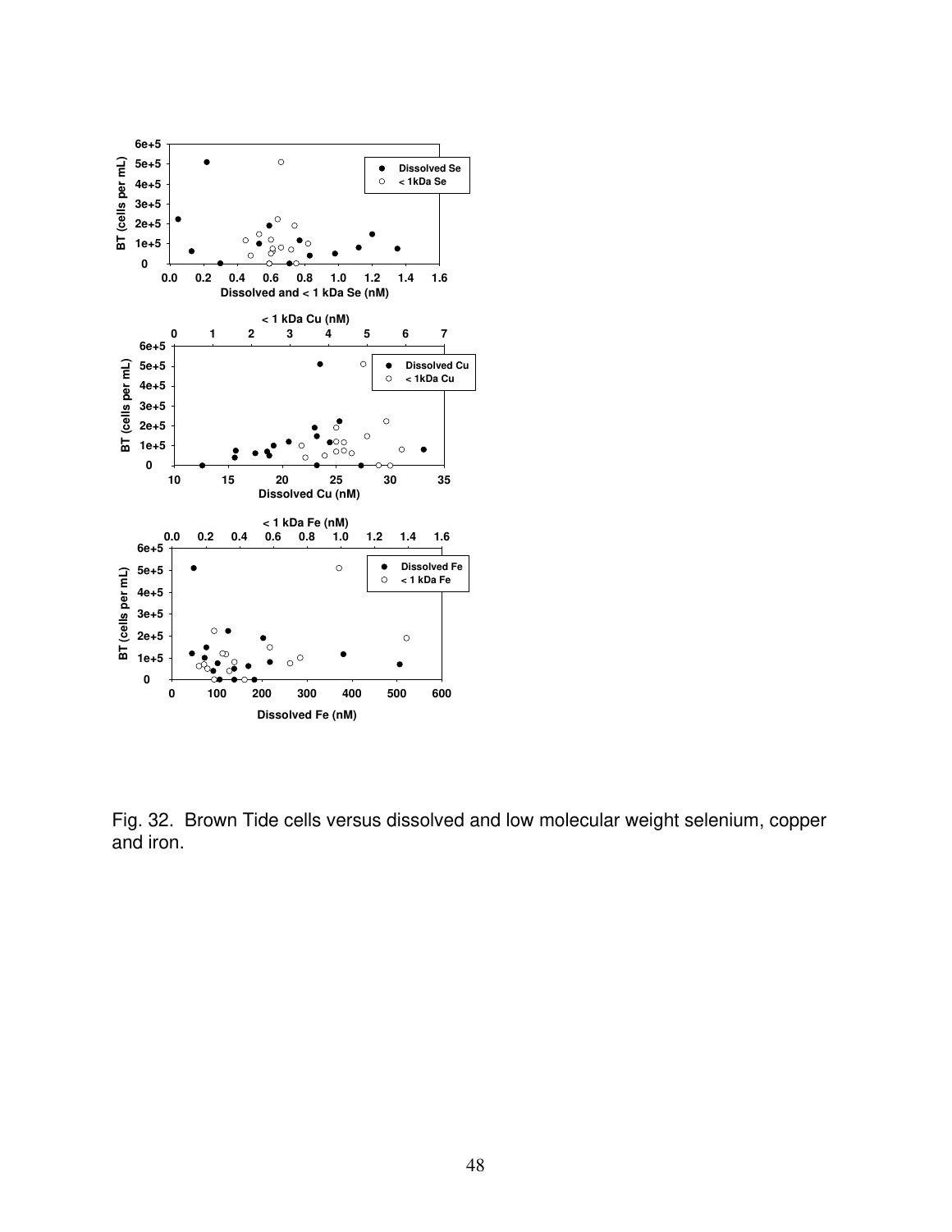Fig. 32. Brown Tide cells versus dissolved and low molecular weight selenium, copper and iron.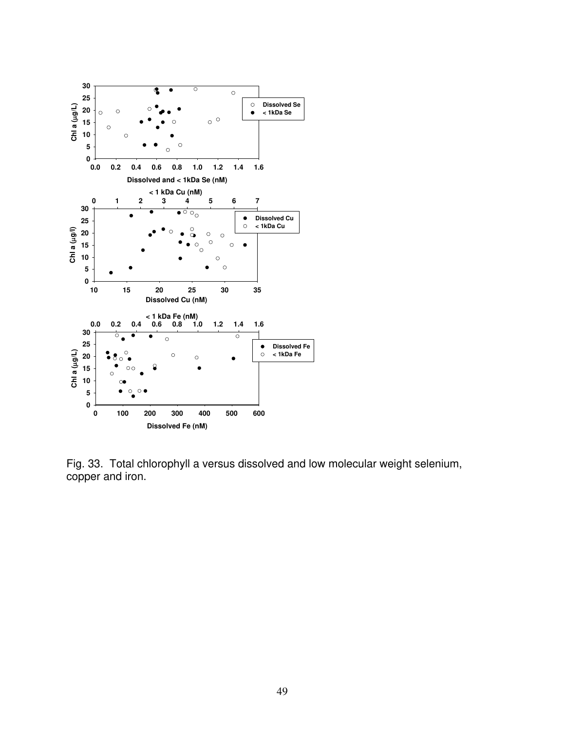Fig. 33. Total chlorophyll a versus dissolved and low molecular weight selenium, copper and iron.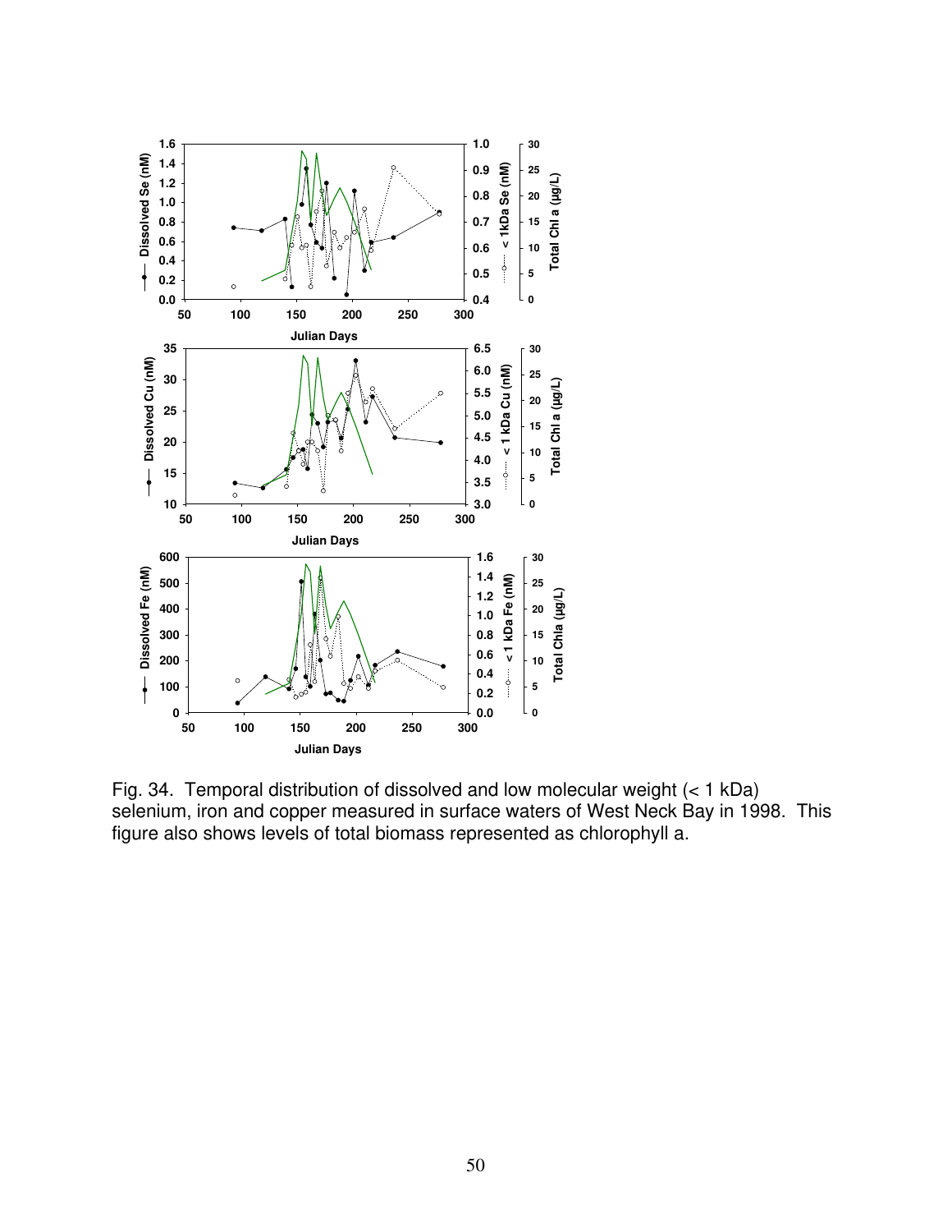1.6
1.4
1.2
1.0
0.8
0.6
0.4
0.2
0.0

Dissolved Se (nM)

50 100 150 200 250 300

Julian Days

1.0
0.9
0.8
0.7
0.6
0.5
0.4

< 1kDa Se (nM)

30
25
20
15
10
5
0

Total Chl a (µg/L)

35
30
25
20
15
10

Dissolved Cu (nM)

50 100 150 200 250 300

Julian Days

6.5
6.0
5.5
5.0
4.5
4.0
3.5
3.0

< 1 kDa Cu (nM)

30
25
20
15
10
5
0

Total Chl a (µg/L)

600
500
400
300
200
100
0

Dissolved Fe (nM)

50 100 150 200 250 300

Julian Days

1.6
1.4
1.2
1.0
0.8
0.6
0.4
0.2
0.0

< 1 kDa Fe (nM)

30
25
20
15
10
5
0

Total Chla (µg/L)

Fig. 34. Temporal distribution of dissolved and low molecular weight (< 1 kDa) selenium, iron and copper measured in surface waters of West Neck Bay in 1998. This figure also shows levels of total biomass represented as chlorophyll a.